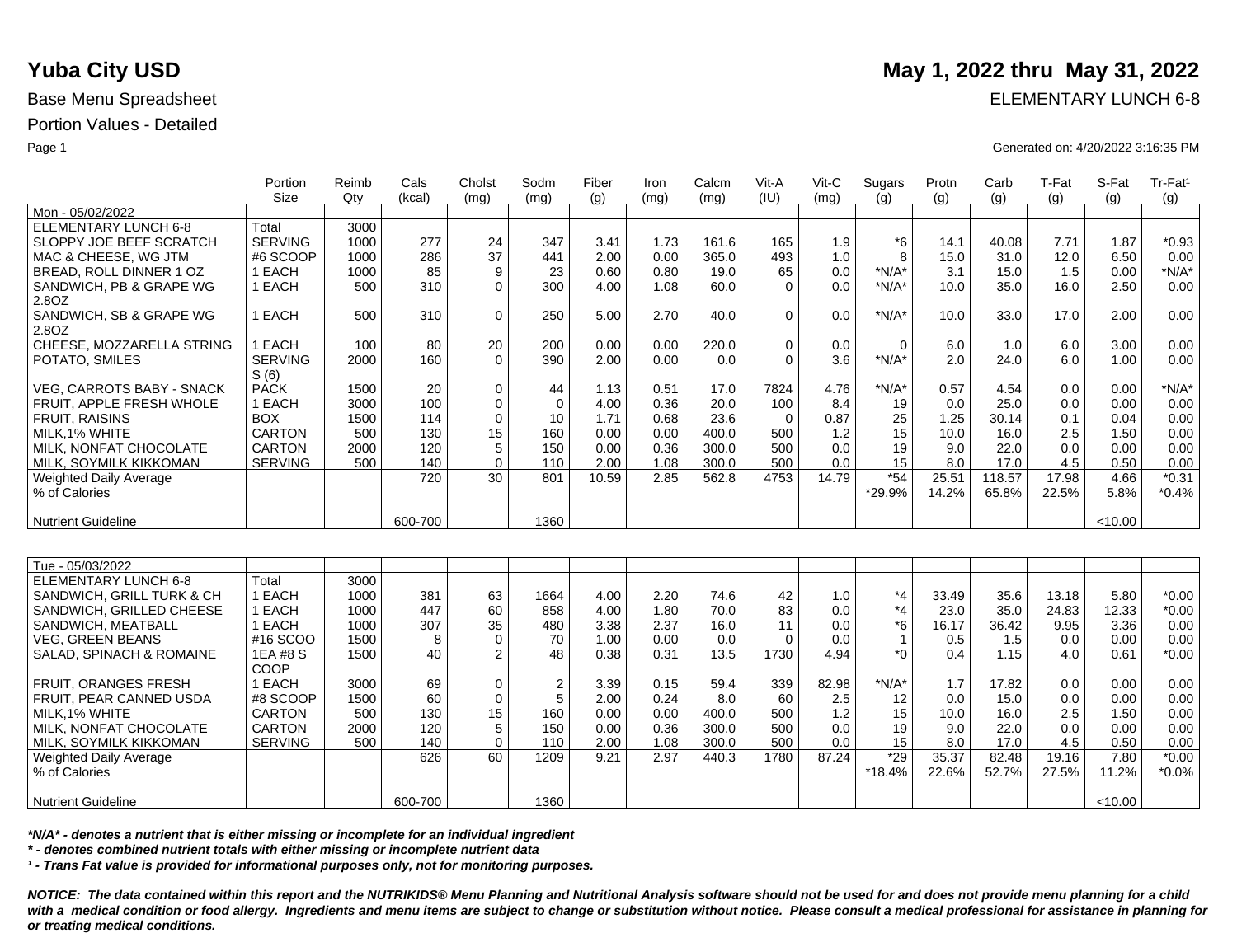# Yuba City USD

**May 1, 2022 thru May 31, 2022**

Base Menu Spreadsheet

ELEMENTARY LUNCH 6-8

Portion Values - Detailed

Generated on: 4/20/2022 3:16:35 PM

| | Portion Size | Reimb Qty | Cals (kcal) | Cholst (mg) | Sodm (mg) | Fiber (g) | Iron (mg) | Calcm (mg) | Vit-A (IU) | Vit-C (mg) | Sugars (g) | Protn (g) | Carb (g) | T-Fat (g) | S-Fat (g) | Tr-Fat[1] (g) |
|---|---|---|---|---|---|---|---|---|---|---|---|---|---|---|---|---|
| Mon - 05/02/2022 | | | | | | | | | | | | | | | | |
| ELEMENTARY LUNCH 6-8 | Total | 3000 | | | | | | | | | | | | | | |
| SLOPPY JOE BEEF SCRATCH | SERVING | 1000 | 277 | 24 | 347 | 3.41 | 1.73 | 161.6 | 165 | 1.9 | *6 | 14.1 | 40.08 | 7.71 | 1.87 | *0.93 |
| MAC & CHEESE, WG JTM | #6 SCOOP | 1000 | 286 | 37 | 441 | 2.00 | 0.00 | 365.0 | 493 | 1.0 | 8 | 15.0 | 31.0 | 12.0 | 6.50 | 0.00 |
| BREAD, ROLL DINNER 1 OZ | 1 EACH | 1000 | 85 | 9 | 23 | 0.60 | 0.80 | 19.0 | 65 | 0.0 | *N/A* | 3.1 | 15.0 | 1.5 | 0.00 | *N/A* |
| SANDWICH, PB & GRAPE WG 2.8OZ | 1 EACH | 500 | 310 | 0 | 300 | 4.00 | 1.08 | 60.0 | 0 | 0.0 | *N/A* | 10.0 | 35.0 | 16.0 | 2.50 | 0.00 |
| SANDWICH, SB & GRAPE WG 2.8OZ | 1 EACH | 500 | 310 | 0 | 250 | 5.00 | 2.70 | 40.0 | 0 | 0.0 | *N/A* | 10.0 | 33.0 | 17.0 | 2.00 | 0.00 |
| CHEESE, MOZZARELLA STRING | 1 EACH | 100 | 80 | 20 | 200 | 0.00 | 0.00 | 220.0 | 0 | 0.0 | 0 | 6.0 | 1.0 | 6.0 | 3.00 | 0.00 |
| POTATO, SMILES | SERVING S (6) | 2000 | 160 | 0 | 390 | 2.00 | 0.00 | 0.0 | 0 | 3.6 | *N/A* | 2.0 | 24.0 | 6.0 | 1.00 | 0.00 |
| VEG, CARROTS BABY - SNACK | PACK | 1500 | 20 | 0 | 44 | 1.13 | 0.51 | 17.0 | 7824 | 4.76 | *N/A* | 0.57 | 4.54 | 0.0 | 0.00 | *N/A* |
| FRUIT, APPLE FRESH WHOLE | 1 EACH | 3000 | 100 | 0 | 0 | 4.00 | 0.36 | 20.0 | 100 | 8.4 | 19 | 0.0 | 25.0 | 0.0 | 0.00 | 0.00 |
| FRUIT, RAISINS | BOX | 1500 | 114 | 0 | 10 | 1.71 | 0.68 | 23.6 | 0 | 0.87 | 25 | 1.25 | 30.14 | 0.1 | 0.04 | 0.00 |
| MILK,1% WHITE | CARTON | 500 | 130 | 15 | 160 | 0.00 | 0.00 | 400.0 | 500 | 1.2 | 15 | 10.0 | 16.0 | 2.5 | 1.50 | 0.00 |
| MILK, NONFAT CHOCOLATE | CARTON | 2000 | 120 | 5 | 150 | 0.00 | 0.36 | 300.0 | 500 | 0.0 | 19 | 9.0 | 22.0 | 0.0 | 0.00 | 0.00 |
| MILK, SOYMILK KIKKOMAN | SERVING | 500 | 140 | 0 | 110 | 2.00 | 1.08 | 300.0 | 500 | 0.0 | 15 | 8.0 | 17.0 | 4.5 | 0.50 | 0.00 |
| Weighted Daily Average | | | 720 | 30 | 801 | 10.59 | 2.85 | 562.8 | 4753 | 14.79 | *54 | 25.51 | 118.57 | 17.98 | 4.66 | *0.31 |
| % of Calories | | | | | | | | | | | *29.9% | 14.2% | 65.8% | 22.5% | 5.8% | *0.4% |
| Nutrient Guideline | | | 600-700 | | 1360 | | | | | | | | | | <10.00 | |

| | Portion Size | Reimb Qty | Cals (kcal) | Cholst (mg) | Sodm (mg) | Fiber (g) | Iron (mg) | Calcm (mg) | Vit-A (IU) | Vit-C (mg) | Sugars (g) | Protn (g) | Carb (g) | T-Fat (g) | S-Fat (g) | Tr-Fat[1] (g) |
|---|---|---|---|---|---|---|---|---|---|---|---|---|---|---|---|---|
| Tue - 05/03/2022 | | | | | | | | | | | | | | | | |
| ELEMENTARY LUNCH 6-8 | Total | 3000 | | | | | | | | | | | | | | |
| SANDWICH, GRILL TURK & CH | 1 EACH | 1000 | 381 | 63 | 1664 | 4.00 | 2.20 | 74.6 | 42 | 1.0 | *4 | 33.49 | 35.6 | 13.18 | 5.80 | *0.00 |
| SANDWICH, GRILLED CHEESE | 1 EACH | 1000 | 447 | 60 | 858 | 4.00 | 1.80 | 70.0 | 83 | 0.0 | *4 | 23.0 | 35.0 | 24.83 | 12.33 | *0.00 |
| SANDWICH, MEATBALL | 1 EACH | 1000 | 307 | 35 | 480 | 3.38 | 2.37 | 16.0 | 11 | 0.0 | *6 | 16.17 | 36.42 | 9.95 | 3.36 | 0.00 |
| VEG, GREEN BEANS | #16 SCOO | 1500 | 8 | 0 | 70 | 1.00 | 0.00 | 0.0 | 0 | 0.0 | 1 | 0.5 | 1.5 | 0.0 | 0.00 | 0.00 |
| SALAD, SPINACH & ROMAINE | 1EA #8 S COOP | 1500 | 40 | 2 | 48 | 0.38 | 0.31 | 13.5 | 1730 | 4.94 | *0 | 0.4 | 1.15 | 4.0 | 0.61 | *0.00 |
| FRUIT, ORANGES FRESH | 1 EACH | 3000 | 69 | 0 | 2 | 3.39 | 0.15 | 59.4 | 339 | 82.98 | *N/A* | 1.7 | 17.82 | 0.0 | 0.00 | 0.00 |
| FRUIT, PEAR CANNED USDA | #8 SCOOP | 1500 | 60 | 0 | 5 | 2.00 | 0.24 | 8.0 | 60 | 2.5 | 12 | 0.0 | 15.0 | 0.0 | 0.00 | 0.00 |
| MILK,1% WHITE | CARTON | 500 | 130 | 15 | 160 | 0.00 | 0.00 | 400.0 | 500 | 1.2 | 15 | 10.0 | 16.0 | 2.5 | 1.50 | 0.00 |
| MILK, NONFAT CHOCOLATE | CARTON | 2000 | 120 | 5 | 150 | 0.00 | 0.36 | 300.0 | 500 | 0.0 | 19 | 9.0 | 22.0 | 0.0 | 0.00 | 0.00 |
| MILK, SOYMILK KIKKOMAN | SERVING | 500 | 140 | 0 | 110 | 2.00 | 1.08 | 300.0 | 500 | 0.0 | 15 | 8.0 | 17.0 | 4.5 | 0.50 | 0.00 |
| Weighted Daily Average | | | 626 | 60 | 1209 | 9.21 | 2.97 | 440.3 | 1780 | 87.24 | *29 | 35.37 | 82.48 | 19.16 | 7.80 | *0.00 |
| % of Calories | | | | | | | | | | | *18.4% | 22.6% | 52.7% | 27.5% | 11.2% | *0.0% |
| Nutrient Guideline | | | 600-700 | | 1360 | | | | | | | | | | <10.00 | |

***N/A* - denotes a nutrient that is either missing or incomplete for an individual ingredient***

***\* - denotes combined nutrient totals with either missing or incomplete nutrient data***

***[1] - Trans Fat value is provided for informational purposes only, not for monitoring purposes.***

***NOTICE: The data contained within this report and the NUTRIKIDS® Menu Planning and Nutritional Analysis software should not be used for and does not provide menu planning for a child with a medical condition or food allergy. Ingredients and menu items are subject to change or substitution without notice. Please consult a medical professional for assistance in planning for or treating medical conditions.***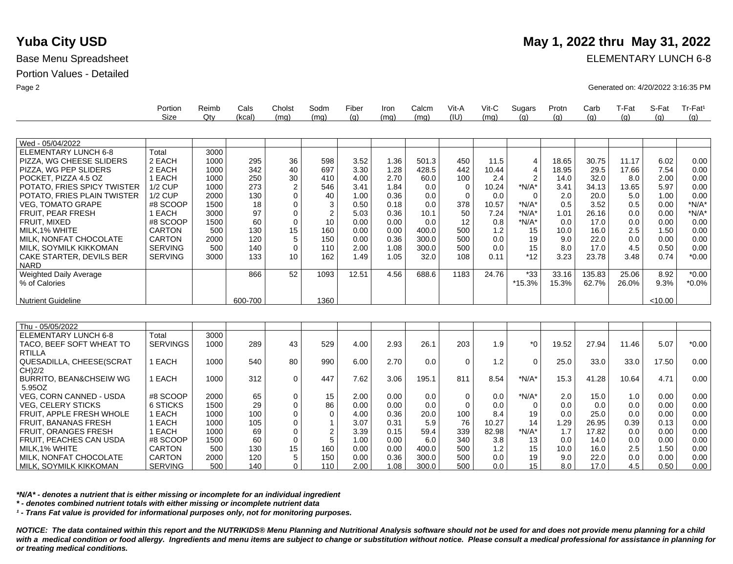# Yuba City USD

**May 1, 2022 thru May 31, 2022**

Base Menu Spreadsheet

ELEMENTARY LUNCH 6-8

Portion Values - Detailed

Generated on: 4/20/2022 3:16:35 PM

| | Portion Size | Reimb Qty | Cals (kcal) | Cholst (mg) | Sodm (mg) | Fiber (g) | Iron (mg) | Calcm (mg) | Vit-A (IU) | Vit-C (mg) | Sugars (g) | Protn (g) | Carb (g) | T-Fat (g) | S-Fat (g) | Tr-Fat¹ (g) |
|---|---|---|---|---|---|---|---|---|---|---|---|---|---|---|---|---|
| Wed - 05/04/2022 | | | | | | | | | | | | | | | | |
| ELEMENTARY LUNCH 6-8 | Total | 3000 | | | | | | | | | | | | | | |
| PIZZA, WG CHEESE SLIDERS | 2 EACH | 1000 | 295 | 36 | 598 | 3.52 | 1.36 | 501.3 | 450 | 11.5 | 4 | 18.65 | 30.75 | 11.17 | 6.02 | 0.00 |
| PIZZA, WG PEP SLIDERS | 2 EACH | 1000 | 342 | 40 | 697 | 3.30 | 1.28 | 428.5 | 442 | 10.44 | 4 | 18.95 | 29.5 | 17.66 | 7.54 | 0.00 |
| POCKET, PIZZA 4.5 OZ | 1 EACH | 1000 | 250 | 30 | 410 | 4.00 | 2.70 | 60.0 | 100 | 2.4 | 2 | 14.0 | 32.0 | 8.0 | 2.00 | 0.00 |
| POTATO, FRIES SPICY TWISTER | 1/2 CUP | 1000 | 273 | 2 | 546 | 3.41 | 1.84 | 0.0 | 0 | 10.24 | *N/A* | 3.41 | 34.13 | 13.65 | 5.97 | 0.00 |
| POTATO, FRIES PLAIN TWISTER | 1/2 CUP | 2000 | 130 | 0 | 40 | 1.00 | 0.36 | 0.0 | 0 | 0.0 | 0 | 2.0 | 20.0 | 5.0 | 1.00 | 0.00 |
| VEG, TOMATO GRAPE | #8 SCOOP | 1500 | 18 | 0 | 3 | 0.50 | 0.18 | 0.0 | 378 | 10.57 | *N/A* | 0.5 | 3.52 | 0.5 | 0.00 | *N/A* |
| FRUIT, PEAR FRESH | 1 EACH | 3000 | 97 | 0 | 2 | 5.03 | 0.36 | 10.1 | 50 | 7.24 | *N/A* | 1.01 | 26.16 | 0.0 | 0.00 | *N/A* |
| FRUIT, MIXED | #8 SCOOP | 1500 | 60 | 0 | 10 | 0.00 | 0.00 | 0.0 | 12 | 0.8 | *N/A* | 0.0 | 17.0 | 0.0 | 0.00 | 0.00 |
| MILK,1% WHITE | CARTON | 500 | 130 | 15 | 160 | 0.00 | 0.00 | 400.0 | 500 | 1.2 | 15 | 10.0 | 16.0 | 2.5 | 1.50 | 0.00 |
| MILK, NONFAT CHOCOLATE | CARTON | 2000 | 120 | 5 | 150 | 0.00 | 0.36 | 300.0 | 500 | 0.0 | 19 | 9.0 | 22.0 | 0.0 | 0.00 | 0.00 |
| MILK, SOYMILK KIKKOMAN | SERVING | 500 | 140 | 0 | 110 | 2.00 | 1.08 | 300.0 | 500 | 0.0 | 15 | 8.0 | 17.0 | 4.5 | 0.50 | 0.00 |
| CAKE STARTER, DEVILS BER NARD | SERVING | 3000 | 133 | 10 | 162 | 1.49 | 1.05 | 32.0 | 108 | 0.11 | *12 | 3.23 | 23.78 | 3.48 | 0.74 | *0.00 |
| Weighted Daily Average | | | 866 | 52 | 1093 | 12.51 | 4.56 | 688.6 | 1183 | 24.76 | *33 | 33.16 | 135.83 | 25.06 | 8.92 | *0.00 |
| % of Calories | | | | | | | | | | | *15.3% | 15.3% | 62.7% | 26.0% | 9.3% | *0.0% |
| Nutrient Guideline | | | 600-700 | | 1360 | | | | | | | | | | <10.00 | |
| Thu - 05/05/2022 | | | | | | | | | | | | | | | | |
| ELEMENTARY LUNCH 6-8 | Total | 3000 | | | | | | | | | | | | | | |
| TACO, BEEF SOFT WHEAT TO RTILLA | SERVINGS | 1000 | 289 | 43 | 529 | 4.00 | 2.93 | 26.1 | 203 | 1.9 | *0 | 19.52 | 27.94 | 11.46 | 5.07 | *0.00 |
| QUESADILLA, CHEESE(SCRAT CH)2/2 | 1 EACH | 1000 | 540 | 80 | 990 | 6.00 | 2.70 | 0.0 | 0 | 1.2 | 0 | 25.0 | 33.0 | 33.0 | 17.50 | 0.00 |
| BURRITO, BEAN&CHSEIW WG 5.95OZ | 1 EACH | 1000 | 312 | 0 | 447 | 7.62 | 3.06 | 195.1 | 811 | 8.54 | *N/A* | 15.3 | 41.28 | 10.64 | 4.71 | 0.00 |
| VEG, CORN CANNED - USDA | #8 SCOOP | 2000 | 65 | 0 | 15 | 2.00 | 0.00 | 0.0 | 0 | 0.0 | *N/A* | 2.0 | 15.0 | 1.0 | 0.00 | 0.00 |
| VEG, CELERY STICKS | 6 STICKS | 1500 | 29 | 0 | 86 | 0.00 | 0.00 | 0.0 | 0 | 0.0 | 0 | 0.0 | 0.0 | 0.0 | 0.00 | 0.00 |
| FRUIT, APPLE FRESH WHOLE | 1 EACH | 1000 | 100 | 0 | 0 | 4.00 | 0.36 | 20.0 | 100 | 8.4 | 19 | 0.0 | 25.0 | 0.0 | 0.00 | 0.00 |
| FRUIT, BANANAS FRESH | 1 EACH | 1000 | 105 | 0 | 1 | 3.07 | 0.31 | 5.9 | 76 | 10.27 | 14 | 1.29 | 26.95 | 0.39 | 0.13 | 0.00 |
| FRUIT, ORANGES FRESH | 1 EACH | 1000 | 69 | 0 | 2 | 3.39 | 0.15 | 59.4 | 339 | 82.98 | *N/A* | 1.7 | 17.82 | 0.0 | 0.00 | 0.00 |
| FRUIT, PEACHES CAN USDA | #8 SCOOP | 1500 | 60 | 0 | 5 | 1.00 | 0.00 | 6.0 | 340 | 3.8 | 13 | 0.0 | 14.0 | 0.0 | 0.00 | 0.00 |
| MILK,1% WHITE | CARTON | 500 | 130 | 15 | 160 | 0.00 | 0.00 | 400.0 | 500 | 1.2 | 15 | 10.0 | 16.0 | 2.5 | 1.50 | 0.00 |
| MILK, NONFAT CHOCOLATE | CARTON | 2000 | 120 | 5 | 150 | 0.00 | 0.36 | 300.0 | 500 | 0.0 | 19 | 9.0 | 22.0 | 0.0 | 0.00 | 0.00 |
| MILK, SOYMILK KIKKOMAN | SERVING | 500 | 140 | 0 | 110 | 2.00 | 1.08 | 300.0 | 500 | 0.0 | 15 | 8.0 | 17.0 | 4.5 | 0.50 | 0.00 |

***N/A* - denotes a nutrient that is either missing or incomplete for an individual ingredient***

*** - denotes combined nutrient totals with either missing or incomplete nutrient data***

***¹ - Trans Fat value is provided for informational purposes only, not for monitoring purposes.***

***NOTICE: The data contained within this report and the NUTRIKIDS® Menu Planning and Nutritional Analysis software should not be used for and does not provide menu planning for a child with a medical condition or food allergy. Ingredients and menu items are subject to change or substitution without notice. Please consult a medical professional for assistance in planning for or treating medical conditions.***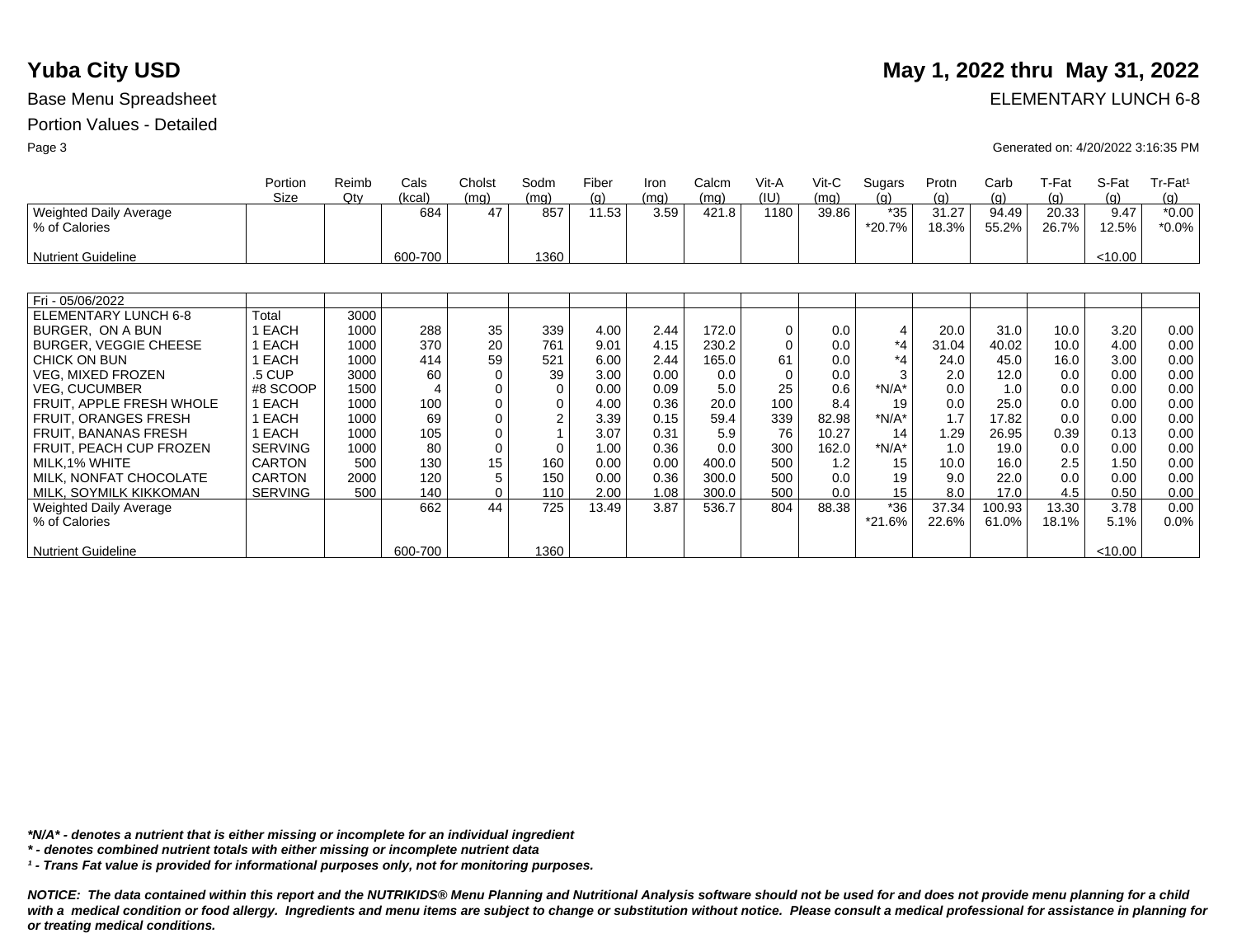# Yuba City USD

**May 1, 2022 thru May 31, 2022**

Base Menu Spreadsheet

ELEMENTARY LUNCH 6-8

Portion Values - Detailed

Generated on: 4/20/2022 3:16:35 PM

| | Portion Size | Reimb Qty | Cals (kcal) | Cholst (mg) | Sodm (mg) | Fiber (g) | Iron (mg) | Calcm (mg) | Vit-A (IU) | Vit-C (mg) | Sugars (g) | Protn (g) | Carb (g) | T-Fat (g) | S-Fat (g) | Tr-Fat[1] (g) |
|---|---|---|---|---|---|---|---|---|---|---|---|---|---|---|---|---|
| Weighted Daily Average | | | 684 | 47 | 857 | 11.53 | 3.59 | 421.8 | 1180 | 39.86 | *35 | 31.27 | 94.49 | 20.33 | 9.47 | *0.00 |
| % of Calories | | | | | | | | | | | *20.7% | 18.3% | 55.2% | 26.7% | 12.5% | *0.0% |
| Nutrient Guideline | | | 600-700 | | 1360 | | | | | | | | | | <10.00 | |

| | Portion Size | Reimb Qty | Cals (kcal) | Cholst (mg) | Sodm (mg) | Fiber (g) | Iron (mg) | Calcm (mg) | Vit-A (IU) | Vit-C (mg) | Sugars (g) | Protn (g) | Carb (g) | T-Fat (g) | S-Fat (g) | Tr-Fat[1] (g) |
|---|---|---|---|---|---|---|---|---|---|---|---|---|---|---|---|---|
| Fri - 05/06/2022 | | | | | | | | | | | | | | | | |
| ELEMENTARY LUNCH 6-8 | Total | 3000 | | | | | | | | | | | | | | |
| BURGER, ON A BUN | 1 EACH | 1000 | 288 | 35 | 339 | 4.00 | 2.44 | 172.0 | 0 | 0.0 | 4 | 20.0 | 31.0 | 10.0 | 3.20 | 0.00 |
| BURGER, VEGGIE CHEESE | 1 EACH | 1000 | 370 | 20 | 761 | 9.01 | 4.15 | 230.2 | 0 | 0.0 | *4 | 31.04 | 40.02 | 10.0 | 4.00 | 0.00 |
| CHICK ON BUN | 1 EACH | 1000 | 414 | 59 | 521 | 6.00 | 2.44 | 165.0 | 61 | 0.0 | *4 | 24.0 | 45.0 | 16.0 | 3.00 | 0.00 |
| VEG, MIXED FROZEN | .5 CUP | 3000 | 60 | 0 | 39 | 3.00 | 0.00 | 0.0 | 0 | 0.0 | 3 | 2.0 | 12.0 | 0.0 | 0.00 | 0.00 |
| VEG, CUCUMBER | #8 SCOOP | 1500 | 4 | 0 | 0 | 0.00 | 0.09 | 5.0 | 25 | 0.6 | *N/A* | 0.0 | 1.0 | 0.0 | 0.00 | 0.00 |
| FRUIT, APPLE FRESH WHOLE | 1 EACH | 1000 | 100 | 0 | 0 | 4.00 | 0.36 | 20.0 | 100 | 8.4 | 19 | 0.0 | 25.0 | 0.0 | 0.00 | 0.00 |
| FRUIT, ORANGES FRESH | 1 EACH | 1000 | 69 | 0 | 2 | 3.39 | 0.15 | 59.4 | 339 | 82.98 | *N/A* | 1.7 | 17.82 | 0.0 | 0.00 | 0.00 |
| FRUIT, BANANAS FRESH | 1 EACH | 1000 | 105 | 0 | 1 | 3.07 | 0.31 | 5.9 | 76 | 10.27 | 14 | 1.29 | 26.95 | 0.39 | 0.13 | 0.00 |
| FRUIT, PEACH CUP FROZEN | SERVING | 1000 | 80 | 0 | 0 | 1.00 | 0.36 | 0.0 | 300 | 162.0 | *N/A* | 1.0 | 19.0 | 0.0 | 0.00 | 0.00 |
| MILK,1% WHITE | CARTON | 500 | 130 | 15 | 160 | 0.00 | 0.00 | 400.0 | 500 | 1.2 | 15 | 10.0 | 16.0 | 2.5 | 1.50 | 0.00 |
| MILK, NONFAT CHOCOLATE | CARTON | 2000 | 120 | 5 | 150 | 0.00 | 0.36 | 300.0 | 500 | 0.0 | 19 | 9.0 | 22.0 | 0.0 | 0.00 | 0.00 |
| MILK, SOYMILK KIKKOMAN | SERVING | 500 | 140 | 0 | 110 | 2.00 | 1.08 | 300.0 | 500 | 0.0 | 15 | 8.0 | 17.0 | 4.5 | 0.50 | 0.00 |
| Weighted Daily Average | | | 662 | 44 | 725 | 13.49 | 3.87 | 536.7 | 804 | 88.38 | *36 | 37.34 | 100.93 | 13.30 | 3.78 | 0.00 |
| % of Calories | | | | | | | | | | | *21.6% | 22.6% | 61.0% | 18.1% | 5.1% | 0.0% |
| Nutrient Guideline | | | 600-700 | | 1360 | | | | | | | | | | <10.00 | |

***N/A* - denotes a nutrient that is either missing or incomplete for an individual ingredient***

*** - denotes combined nutrient totals with either missing or incomplete nutrient data***

***¹ - Trans Fat value is provided for informational purposes only, not for monitoring purposes.***

***NOTICE: The data contained within this report and the NUTRIKIDS® Menu Planning and Nutritional Analysis software should not be used for and does not provide menu planning for a child with a medical condition or food allergy. Ingredients and menu items are subject to change or substitution without notice. Please consult a medical professional for assistance in planning for or treating medical conditions.***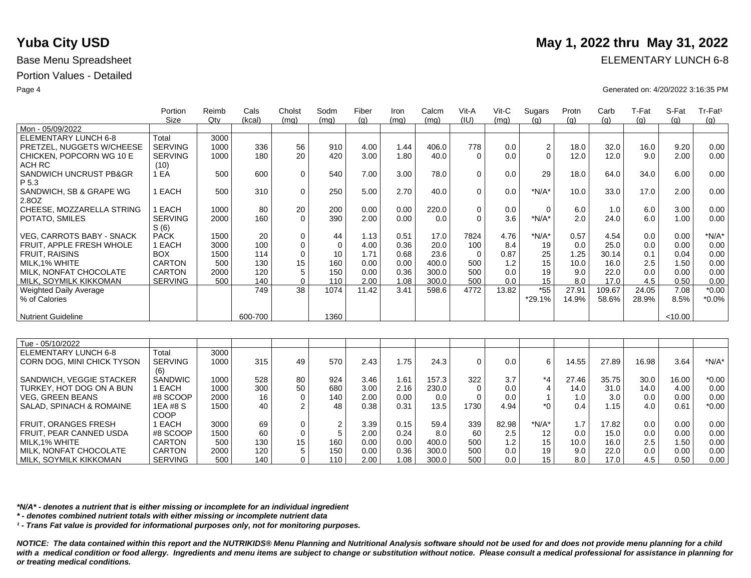# Yuba City USD

**May 1, 2022 thru May 31, 2022**

Base Menu Spreadsheet

ELEMENTARY LUNCH 6-8

Portion Values - Detailed

Generated on: 4/20/2022 3:16:35 PM

| | Portion Size | Reimb Qty | Cals (kcal) | Cholst (mg) | Sodm (mg) | Fiber (g) | Iron (mg) | Calcm (mg) | Vit-A (IU) | Vit-C (mg) | Sugars (g) | Protn (g) | Carb (g) | T-Fat (g) | S-Fat (g) | Tr-Fat¹ (g) |
|---|---|---|---|---|---|---|---|---|---|---|---|---|---|---|---|---|
| Mon - 05/09/2022 | | | | | | | | | | | | | | | | |
| ELEMENTARY LUNCH 6-8 | Total | 3000 | | | | | | | | | | | | | | |
| PRETZEL, NUGGETS W/CHEESE | SERVING | 1000 | 336 | 56 | 910 | 4.00 | 1.44 | 406.0 | 778 | 0.0 | 2 | 18.0 | 32.0 | 16.0 | 9.20 | 0.00 |
| CHICKEN, POPCORN WG 10 E ACH RC | SERVING (10) | 1000 | 180 | 20 | 420 | 3.00 | 1.80 | 40.0 | 0 | 0.0 | 0 | 12.0 | 12.0 | 9.0 | 2.00 | 0.00 |
| SANDWICH UNCRUST PB&GR P 5.3 | 1 EA | 500 | 600 | 0 | 540 | 7.00 | 3.00 | 78.0 | 0 | 0.0 | 29 | 18.0 | 64.0 | 34.0 | 6.00 | 0.00 |
| SANDWICH, SB & GRAPE WG 2.8OZ | 1 EACH | 500 | 310 | 0 | 250 | 5.00 | 2.70 | 40.0 | 0 | 0.0 | *N/A* | 10.0 | 33.0 | 17.0 | 2.00 | 0.00 |
| CHEESE, MOZZARELLA STRING | 1 EACH | 1000 | 80 | 20 | 200 | 0.00 | 0.00 | 220.0 | 0 | 0.0 | 0 | 6.0 | 1.0 | 6.0 | 3.00 | 0.00 |
| POTATO, SMILES | SERVING S (6) | 2000 | 160 | 0 | 390 | 2.00 | 0.00 | 0.0 | 0 | 3.6 | *N/A* | 2.0 | 24.0 | 6.0 | 1.00 | 0.00 |
| VEG, CARROTS BABY - SNACK | PACK | 1500 | 20 | 0 | 44 | 1.13 | 0.51 | 17.0 | 7824 | 4.76 | *N/A* | 0.57 | 4.54 | 0.0 | 0.00 | *N/A* |
| FRUIT, APPLE FRESH WHOLE | 1 EACH | 3000 | 100 | 0 | 0 | 4.00 | 0.36 | 20.0 | 100 | 8.4 | 19 | 0.0 | 25.0 | 0.0 | 0.00 | 0.00 |
| FRUIT, RAISINS | BOX | 1500 | 114 | 0 | 10 | 1.71 | 0.68 | 23.6 | 0 | 0.87 | 25 | 1.25 | 30.14 | 0.1 | 0.04 | 0.00 |
| MILK,1% WHITE | CARTON | 500 | 130 | 15 | 160 | 0.00 | 0.00 | 400.0 | 500 | 1.2 | 15 | 10.0 | 16.0 | 2.5 | 1.50 | 0.00 |
| MILK, NONFAT CHOCOLATE | CARTON | 2000 | 120 | 5 | 150 | 0.00 | 0.36 | 300.0 | 500 | 0.0 | 19 | 9.0 | 22.0 | 0.0 | 0.00 | 0.00 |
| MILK, SOYMILK KIKKOMAN | SERVING | 500 | 140 | 0 | 110 | 2.00 | 1.08 | 300.0 | 500 | 0.0 | 15 | 8.0 | 17.0 | 4.5 | 0.50 | 0.00 |
| Weighted Daily Average | | | 749 | 38 | 1074 | 11.42 | 3.41 | 598.6 | 4772 | 13.82 | *55 | 27.91 | 109.67 | 24.05 | 7.08 | *0.00 |
| % of Calories | | | | | | | | | | | *29.1% | 14.9% | 58.6% | 28.9% | 8.5% | *0.0% |
| Nutrient Guideline | | | 600-700 | | 1360 | | | | | | | | | | <10.00 | |

| | Portion Size | Reimb Qty | Cals (kcal) | Cholst (mg) | Sodm (mg) | Fiber (g) | Iron (mg) | Calcm (mg) | Vit-A (IU) | Vit-C (mg) | Sugars (g) | Protn (g) | Carb (g) | T-Fat (g) | S-Fat (g) | Tr-Fat¹ (g) |
|---|---|---|---|---|---|---|---|---|---|---|---|---|---|---|---|---|
| Tue - 05/10/2022 | | | | | | | | | | | | | | | | |
| ELEMENTARY LUNCH 6-8 | Total | 3000 | | | | | | | | | | | | | | |
| CORN DOG, MINI CHICK TYSON | SERVING (6) | 1000 | 315 | 49 | 570 | 2.43 | 1.75 | 24.3 | 0 | 0.0 | 6 | 14.55 | 27.89 | 16.98 | 3.64 | *N/A* |
| SANDWICH, VEGGIE STACKER | SANDWIC | 1000 | 528 | 80 | 924 | 3.46 | 1.61 | 157.3 | 322 | 3.7 | *4 | 27.46 | 35.75 | 30.0 | 16.00 | *0.00 |
| TURKEY, HOT DOG ON A BUN | 1 EACH | 1000 | 300 | 50 | 680 | 3.00 | 2.16 | 230.0 | 0 | 0.0 | 4 | 14.0 | 31.0 | 14.0 | 4.00 | 0.00 |
| VEG, GREEN BEANS | #8 SCOOP | 2000 | 16 | 0 | 140 | 2.00 | 0.00 | 0.0 | 0 | 0.0 | 1 | 1.0 | 3.0 | 0.0 | 0.00 | 0.00 |
| SALAD, SPINACH & ROMAINE | 1EA #8 S COOP | 1500 | 40 | 2 | 48 | 0.38 | 0.31 | 13.5 | 1730 | 4.94 | *0 | 0.4 | 1.15 | 4.0 | 0.61 | *0.00 |
| FRUIT, ORANGES FRESH | 1 EACH | 3000 | 69 | 0 | 2 | 3.39 | 0.15 | 59.4 | 339 | 82.98 | *N/A* | 1.7 | 17.82 | 0.0 | 0.00 | 0.00 |
| FRUIT, PEAR CANNED USDA | #8 SCOOP | 1500 | 60 | 0 | 5 | 2.00 | 0.24 | 8.0 | 60 | 2.5 | 12 | 0.0 | 15.0 | 0.0 | 0.00 | 0.00 |
| MILK,1% WHITE | CARTON | 500 | 130 | 15 | 160 | 0.00 | 0.00 | 400.0 | 500 | 1.2 | 15 | 10.0 | 16.0 | 2.5 | 1.50 | 0.00 |
| MILK, NONFAT CHOCOLATE | CARTON | 2000 | 120 | 5 | 150 | 0.00 | 0.36 | 300.0 | 500 | 0.0 | 19 | 9.0 | 22.0 | 0.0 | 0.00 | 0.00 |
| MILK, SOYMILK KIKKOMAN | SERVING | 500 | 140 | 0 | 110 | 2.00 | 1.08 | 300.0 | 500 | 0.0 | 15 | 8.0 | 17.0 | 4.5 | 0.50 | 0.00 |

*\*N/A\* - denotes a nutrient that is either missing or incomplete for an individual ingredient*

*\* - denotes combined nutrient totals with either missing or incomplete nutrient data*

*¹ - Trans Fat value is provided for informational purposes only, not for monitoring purposes.*

*NOTICE: The data contained within this report and the NUTRIKIDS® Menu Planning and Nutritional Analysis software should not be used for and does not provide menu planning for a child with a medical condition or food allergy. Ingredients and menu items are subject to change or substitution without notice. Please consult a medical professional for assistance in planning for or treating medical conditions.*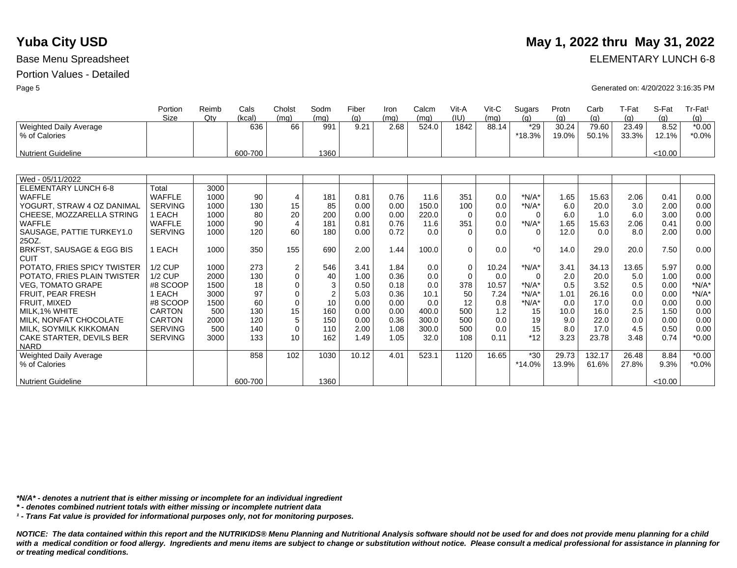# Yuba City USD

**May 1, 2022 thru May 31, 2022**

Base Menu Spreadsheet

ELEMENTARY LUNCH 6-8

Portion Values - Detailed

Generated on: 4/20/2022 3:16:35 PM

| | Portion Size | Reimb Qty | Cals (kcal) | Cholst (mg) | Sodm (mg) | Fiber (g) | Iron (mg) | Calcm (mg) | Vit-A (IU) | Vit-C (mg) | Sugars (g) | Protn (g) | Carb (g) | T-Fat (g) | S-Fat (g) | Tr-Fat¹ (g) |
|---|---|---|---|---|---|---|---|---|---|---|---|---|---|---|---|---|
| Weighted Daily Average | | | 636 | 66 | 991 | 9.21 | 2.68 | 524.0 | 1842 | 88.14 | *29 | 30.24 | 79.60 | 23.49 | 8.52 | *0.00 |
| % of Calories | | | | | | | | | | | *18.3% | 19.0% | 50.1% | 33.3% | 12.1% | *0.0% |
| Nutrient Guideline | | | 600-700 | | 1360 | | | | | | | | | | <10.00 | |

| | Portion Size | Reimb Qty | Cals (kcal) | Cholst (mg) | Sodm (mg) | Fiber (g) | Iron (mg) | Calcm (mg) | Vit-A (IU) | Vit-C (mg) | Sugars (g) | Protn (g) | Carb (g) | T-Fat (g) | S-Fat (g) | Tr-Fat¹ (g) |
|---|---|---|---|---|---|---|---|---|---|---|---|---|---|---|---|---|
| Wed - 05/11/2022 | | | | | | | | | | | | | | | | |
| ELEMENTARY LUNCH 6-8 | Total | 3000 | | | | | | | | | | | | | | |
| WAFFLE | WAFFLE | 1000 | 90 | 4 | 181 | 0.81 | 0.76 | 11.6 | 351 | 0.0 | *N/A* | 1.65 | 15.63 | 2.06 | 0.41 | 0.00 |
| YOGURT, STRAW 4 OZ DANIMAL | SERVING | 1000 | 130 | 15 | 85 | 0.00 | 0.00 | 150.0 | 100 | 0.0 | *N/A* | 6.0 | 20.0 | 3.0 | 2.00 | 0.00 |
| CHEESE, MOZZARELLA STRING | 1 EACH | 1000 | 80 | 20 | 200 | 0.00 | 0.00 | 220.0 | 0 | 0.0 | 0 | 6.0 | 1.0 | 6.0 | 3.00 | 0.00 |
| WAFFLE | WAFFLE | 1000 | 90 | 4 | 181 | 0.81 | 0.76 | 11.6 | 351 | 0.0 | *N/A* | 1.65 | 15.63 | 2.06 | 0.41 | 0.00 |
| SAUSAGE, PATTIE TURKEY1.0 25OZ. | SERVING | 1000 | 120 | 60 | 180 | 0.00 | 0.72 | 0.0 | 0 | 0.0 | 0 | 12.0 | 0.0 | 8.0 | 2.00 | 0.00 |
| BRKFST, SAUSAGE & EGG BIS CUIT | 1 EACH | 1000 | 350 | 155 | 690 | 2.00 | 1.44 | 100.0 | 0 | 0.0 | *0 | 14.0 | 29.0 | 20.0 | 7.50 | 0.00 |
| POTATO, FRIES SPICY TWISTER | 1/2 CUP | 1000 | 273 | 2 | 546 | 3.41 | 1.84 | 0.0 | 0 | 10.24 | *N/A* | 3.41 | 34.13 | 13.65 | 5.97 | 0.00 |
| POTATO, FRIES PLAIN TWISTER | 1/2 CUP | 2000 | 130 | 0 | 40 | 1.00 | 0.36 | 0.0 | 0 | 0.0 | 0 | 2.0 | 20.0 | 5.0 | 1.00 | 0.00 |
| VEG, TOMATO GRAPE | #8 SCOOP | 1500 | 18 | 0 | 3 | 0.50 | 0.18 | 0.0 | 378 | 10.57 | *N/A* | 0.5 | 3.52 | 0.5 | 0.00 | *N/A* |
| FRUIT, PEAR FRESH | 1 EACH | 3000 | 97 | 0 | 2 | 5.03 | 0.36 | 10.1 | 50 | 7.24 | *N/A* | 1.01 | 26.16 | 0.0 | 0.00 | *N/A* |
| FRUIT, MIXED | #8 SCOOP | 1500 | 60 | 0 | 10 | 0.00 | 0.00 | 0.0 | 12 | 0.8 | *N/A* | 0.0 | 17.0 | 0.0 | 0.00 | 0.00 |
| MILK,1% WHITE | CARTON | 500 | 130 | 15 | 160 | 0.00 | 0.00 | 400.0 | 500 | 1.2 | 15 | 10.0 | 16.0 | 2.5 | 1.50 | 0.00 |
| MILK, NONFAT CHOCOLATE | CARTON | 2000 | 120 | 5 | 150 | 0.00 | 0.36 | 300.0 | 500 | 0.0 | 19 | 9.0 | 22.0 | 0.0 | 0.00 | 0.00 |
| MILK, SOYMILK KIKKOMAN | SERVING | 500 | 140 | 0 | 110 | 2.00 | 1.08 | 300.0 | 500 | 0.0 | 15 | 8.0 | 17.0 | 4.5 | 0.50 | 0.00 |
| CAKE STARTER, DEVILS BER NARD | SERVING | 3000 | 133 | 10 | 162 | 1.49 | 1.05 | 32.0 | 108 | 0.11 | *12 | 3.23 | 23.78 | 3.48 | 0.74 | *0.00 |
| Weighted Daily Average | | | 858 | 102 | 1030 | 10.12 | 4.01 | 523.1 | 1120 | 16.65 | *30 | 29.73 | 132.17 | 26.48 | 8.84 | *0.00 |
| % of Calories | | | | | | | | | | | *14.0% | 13.9% | 61.6% | 27.8% | 9.3% | *0.0% |
| Nutrient Guideline | | | 600-700 | | 1360 | | | | | | | | | | <10.00 | |

***N/A* - denotes a nutrient that is either missing or incomplete for an individual ingredient***

***\* - denotes combined nutrient totals with either missing or incomplete nutrient data***

***¹ - Trans Fat value is provided for informational purposes only, not for monitoring purposes.***

***NOTICE: The data contained within this report and the NUTRIKIDS® Menu Planning and Nutritional Analysis software should not be used for and does not provide menu planning for a child with a medical condition or food allergy. Ingredients and menu items are subject to change or substitution without notice. Please consult a medical professional for assistance in planning for or treating medical conditions.***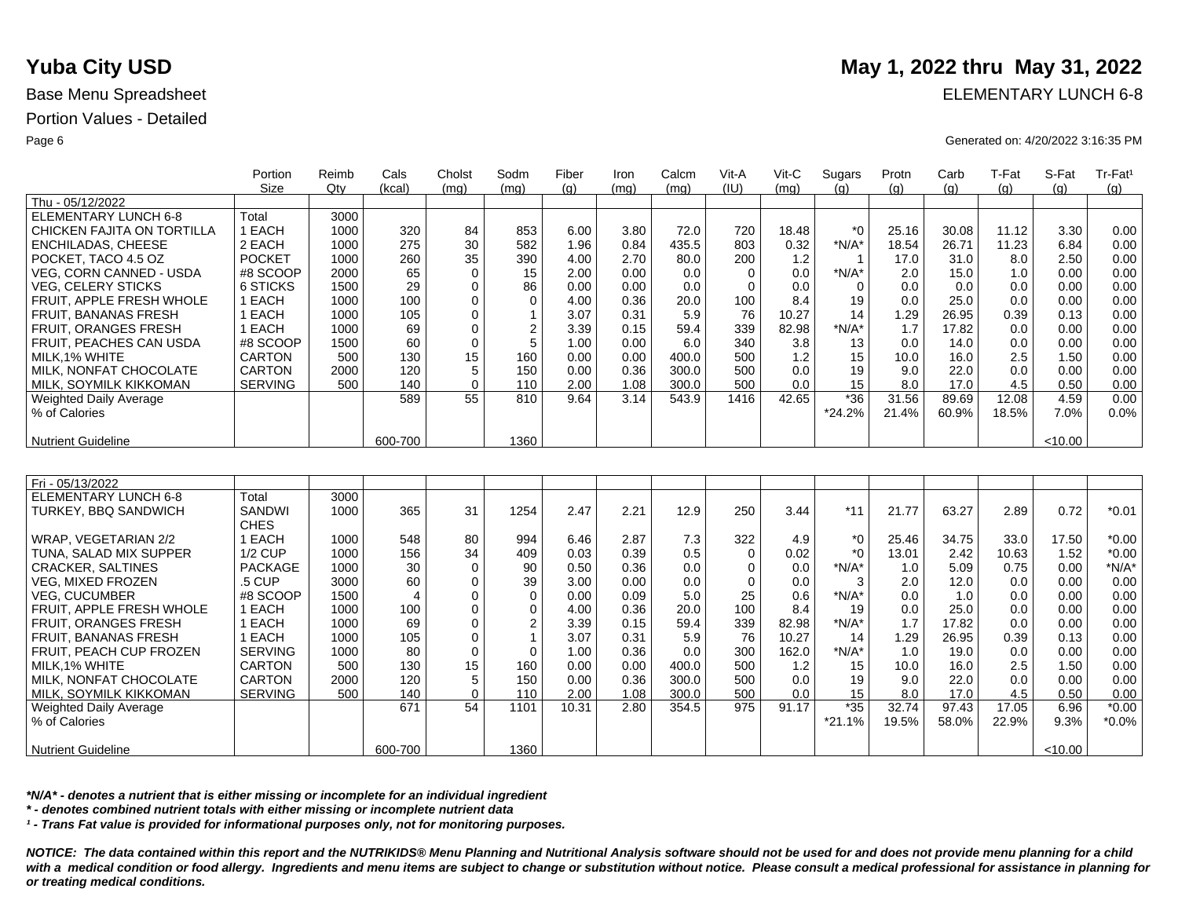# Yuba City USD

**May 1, 2022 thru May 31, 2022**

Base Menu Spreadsheet

ELEMENTARY LUNCH 6-8

Portion Values - Detailed

Generated on: 4/20/2022 3:16:35 PM

| | Portion Size | Reimb Qty | Cals (kcal) | Cholst (mg) | Sodm (mg) | Fiber (g) | Iron (mg) | Calcm (mg) | Vit-A (IU) | Vit-C (mg) | Sugars (g) | Protn (g) | Carb (g) | T-Fat (g) | S-Fat (g) | Tr-Fat¹ (g) |
|---|---|---|---|---|---|---|---|---|---|---|---|---|---|---|---|---|
| Thu - 05/12/2022 | | | | | | | | | | | | | | | | |
| ELEMENTARY LUNCH 6-8 | Total | 3000 | | | | | | | | | | | | | | |
| CHICKEN FAJITA ON TORTILLA | 1 EACH | 1000 | 320 | 84 | 853 | 6.00 | 3.80 | 72.0 | 720 | 18.48 | *0 | 25.16 | 30.08 | 11.12 | 3.30 | 0.00 |
| ENCHILADAS, CHEESE | 2 EACH | 1000 | 275 | 30 | 582 | 1.96 | 0.84 | 435.5 | 803 | 0.32 | *N/A* | 18.54 | 26.71 | 11.23 | 6.84 | 0.00 |
| POCKET, TACO 4.5 OZ | POCKET | 1000 | 260 | 35 | 390 | 4.00 | 2.70 | 80.0 | 200 | 1.2 | 1 | 17.0 | 31.0 | 8.0 | 2.50 | 0.00 |
| VEG, CORN CANNED - USDA | #8 SCOOP | 2000 | 65 | 0 | 15 | 2.00 | 0.00 | 0.0 | 0 | 0.0 | *N/A* | 2.0 | 15.0 | 1.0 | 0.00 | 0.00 |
| VEG, CELERY STICKS | 6 STICKS | 1500 | 29 | 0 | 86 | 0.00 | 0.00 | 0.0 | 0 | 0.0 | 0 | 0.0 | 0.0 | 0.0 | 0.00 | 0.00 |
| FRUIT, APPLE FRESH WHOLE | 1 EACH | 1000 | 100 | 0 | 0 | 4.00 | 0.36 | 20.0 | 100 | 8.4 | 19 | 0.0 | 25.0 | 0.0 | 0.00 | 0.00 |
| FRUIT, BANANAS FRESH | 1 EACH | 1000 | 105 | 0 | 1 | 3.07 | 0.31 | 5.9 | 76 | 10.27 | 14 | 1.29 | 26.95 | 0.39 | 0.13 | 0.00 |
| FRUIT, ORANGES FRESH | 1 EACH | 1000 | 69 | 0 | 2 | 3.39 | 0.15 | 59.4 | 339 | 82.98 | *N/A* | 1.7 | 17.82 | 0.0 | 0.00 | 0.00 |
| FRUIT, PEACHES CAN USDA | #8 SCOOP | 1500 | 60 | 0 | 5 | 1.00 | 0.00 | 6.0 | 340 | 3.8 | 13 | 0.0 | 14.0 | 0.0 | 0.00 | 0.00 |
| MILK,1% WHITE | CARTON | 500 | 130 | 15 | 160 | 0.00 | 0.00 | 400.0 | 500 | 1.2 | 15 | 10.0 | 16.0 | 2.5 | 1.50 | 0.00 |
| MILK, NONFAT CHOCOLATE | CARTON | 2000 | 120 | 5 | 150 | 0.00 | 0.36 | 300.0 | 500 | 0.0 | 19 | 9.0 | 22.0 | 0.0 | 0.00 | 0.00 |
| MILK, SOYMILK KIKKOMAN | SERVING | 500 | 140 | 0 | 110 | 2.00 | 1.08 | 300.0 | 500 | 0.0 | 15 | 8.0 | 17.0 | 4.5 | 0.50 | 0.00 |
| Weighted Daily Average | | | 589 | 55 | 810 | 9.64 | 3.14 | 543.9 | 1416 | 42.65 | *36 | 31.56 | 89.69 | 12.08 | 4.59 | 0.00 |
| % of Calories | | | | | | | | | | | *24.2% | 21.4% | 60.9% | 18.5% | 7.0% | 0.0% |
| Nutrient Guideline | | | 600-700 | | 1360 | | | | | | | | | | <10.00 | |

| | Portion Size | Reimb Qty | Cals (kcal) | Cholst (mg) | Sodm (mg) | Fiber (g) | Iron (mg) | Calcm (mg) | Vit-A (IU) | Vit-C (mg) | Sugars (g) | Protn (g) | Carb (g) | T-Fat (g) | S-Fat (g) | Tr-Fat¹ (g) |
|---|---|---|---|---|---|---|---|---|---|---|---|---|---|---|---|---|
| Fri - 05/13/2022 | | | | | | | | | | | | | | | | |
| ELEMENTARY LUNCH 6-8 | Total | 3000 | | | | | | | | | | | | | | |
| TURKEY, BBQ SANDWICH | SANDWICHES | 1000 | 365 | 31 | 1254 | 2.47 | 2.21 | 12.9 | 250 | 3.44 | *11 | 21.77 | 63.27 | 2.89 | 0.72 | *0.01 |
| WRAP, VEGETARIAN 2/2 | 1 EACH | 1000 | 548 | 80 | 994 | 6.46 | 2.87 | 7.3 | 322 | 4.9 | *0 | 25.46 | 34.75 | 33.0 | 17.50 | *0.00 |
| TUNA, SALAD MIX SUPPER | 1/2 CUP | 1000 | 156 | 34 | 409 | 0.03 | 0.39 | 0.5 | 0 | 0.02 | *0 | 13.01 | 2.42 | 10.63 | 1.52 | *0.00 |
| CRACKER, SALTINES | PACKAGE | 1000 | 30 | 0 | 90 | 0.50 | 0.36 | 0.0 | 0 | 0.0 | *N/A* | 1.0 | 5.09 | 0.75 | 0.00 | *N/A* |
| VEG, MIXED FROZEN | .5 CUP | 3000 | 60 | 0 | 39 | 3.00 | 0.00 | 0.0 | 0 | 0.0 | 3 | 2.0 | 12.0 | 0.0 | 0.00 | 0.00 |
| VEG, CUCUMBER | #8 SCOOP | 1500 | 4 | 0 | 0 | 0.00 | 0.09 | 5.0 | 25 | 0.6 | *N/A* | 0.0 | 1.0 | 0.0 | 0.00 | 0.00 |
| FRUIT, APPLE FRESH WHOLE | 1 EACH | 1000 | 100 | 0 | 0 | 4.00 | 0.36 | 20.0 | 100 | 8.4 | 19 | 0.0 | 25.0 | 0.0 | 0.00 | 0.00 |
| FRUIT, ORANGES FRESH | 1 EACH | 1000 | 69 | 0 | 2 | 3.39 | 0.15 | 59.4 | 339 | 82.98 | *N/A* | 1.7 | 17.82 | 0.0 | 0.00 | 0.00 |
| FRUIT, BANANAS FRESH | 1 EACH | 1000 | 105 | 0 | 1 | 3.07 | 0.31 | 5.9 | 76 | 10.27 | 14 | 1.29 | 26.95 | 0.39 | 0.13 | 0.00 |
| FRUIT, PEACH CUP FROZEN | SERVING | 1000 | 80 | 0 | 0 | 1.00 | 0.36 | 0.0 | 300 | 162.0 | *N/A* | 1.0 | 19.0 | 0.0 | 0.00 | 0.00 |
| MILK,1% WHITE | CARTON | 500 | 130 | 15 | 160 | 0.00 | 0.00 | 400.0 | 500 | 1.2 | 15 | 10.0 | 16.0 | 2.5 | 1.50 | 0.00 |
| MILK, NONFAT CHOCOLATE | CARTON | 2000 | 120 | 5 | 150 | 0.00 | 0.36 | 300.0 | 500 | 0.0 | 19 | 9.0 | 22.0 | 0.0 | 0.00 | 0.00 |
| MILK, SOYMILK KIKKOMAN | SERVING | 500 | 140 | 0 | 110 | 2.00 | 1.08 | 300.0 | 500 | 0.0 | 15 | 8.0 | 17.0 | 4.5 | 0.50 | 0.00 |
| Weighted Daily Average | | | 671 | 54 | 1101 | 10.31 | 2.80 | 354.5 | 975 | 91.17 | *35 | 32.74 | 97.43 | 17.05 | 6.96 | *0.00 |
| % of Calories | | | | | | | | | | | *21.1% | 19.5% | 58.0% | 22.9% | 9.3% | *0.0% |
| Nutrient Guideline | | | 600-700 | | 1360 | | | | | | | | | | <10.00 | |

***N/A* - denotes a nutrient that is either missing or incomplete for an individual ingredient***

*** - denotes combined nutrient totals with either missing or incomplete nutrient data***

***¹ - Trans Fat value is provided for informational purposes only, not for monitoring purposes.***

***NOTICE: The data contained within this report and the NUTRIKIDS® Menu Planning and Nutritional Analysis software should not be used for and does not provide menu planning for a child with a medical condition or food allergy. Ingredients and menu items are subject to change or substitution without notice. Please consult a medical professional for assistance in planning for or treating medical conditions.***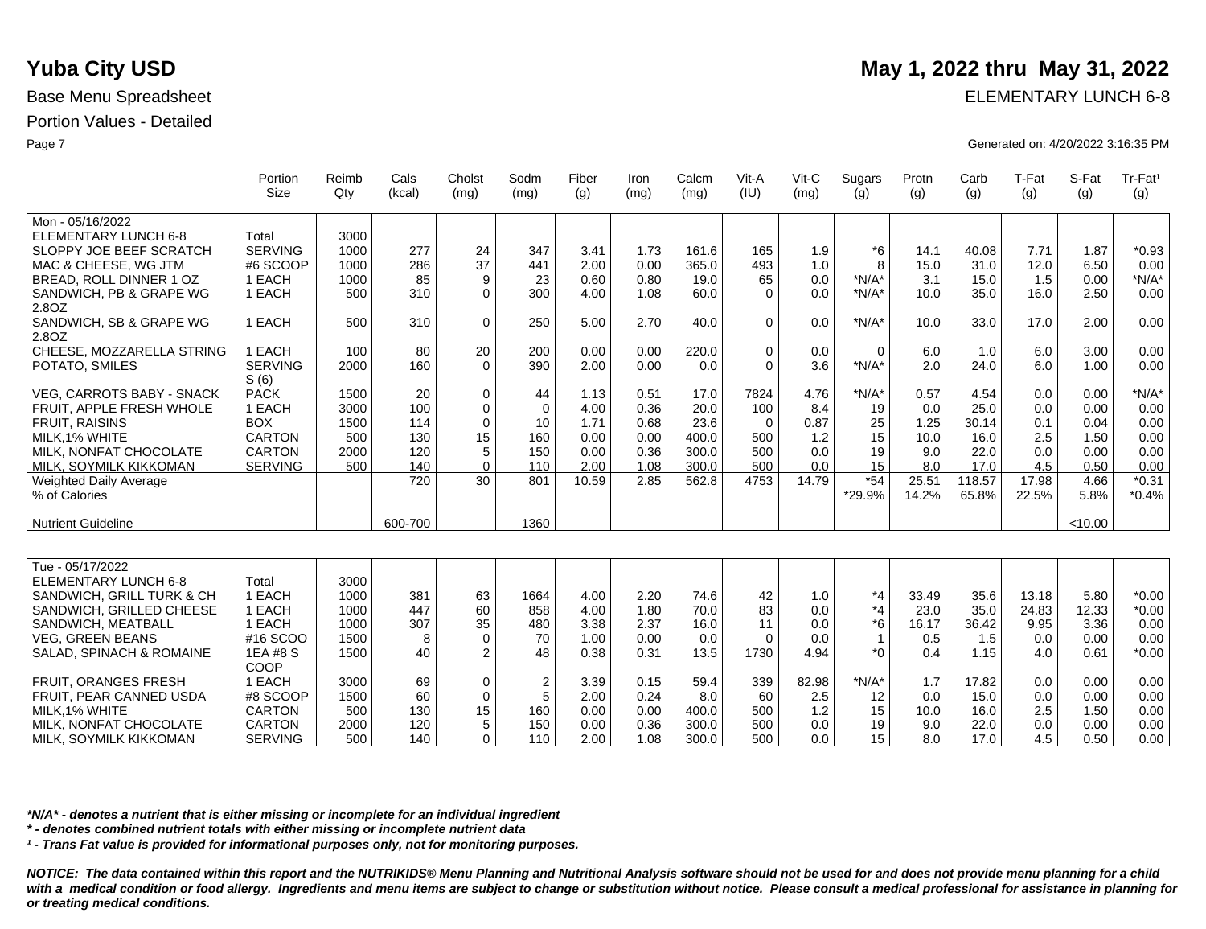# Yuba City USD

**May 1, 2022 thru May 31, 2022**

Base Menu Spreadsheet

ELEMENTARY LUNCH 6-8

Portion Values - Detailed

Generated on: 4/20/2022 3:16:35 PM

| | Portion Size | Reimb Qty | Cals (kcal) | Cholst (mg) | Sodm (mg) | Fiber (g) | Iron (mg) | Calcm (mg) | Vit-A (IU) | Vit-C (mg) | Sugars (g) | Protn (g) | Carb (g) | T-Fat (g) | S-Fat (g) | Tr-Fat¹ (g) |
|---|---|---|---|---|---|---|---|---|---|---|---|---|---|---|---|---|
| Mon - 05/16/2022 | | | | | | | | | | | | | | | | |
| ELEMENTARY LUNCH 6-8 | Total | 3000 | | | | | | | | | | | | | | |
| SLOPPY JOE BEEF SCRATCH | SERVING | 1000 | 277 | 24 | 347 | 3.41 | 1.73 | 161.6 | 165 | 1.9 | *6 | 14.1 | 40.08 | 7.71 | 1.87 | *0.93 |
| MAC & CHEESE, WG JTM | #6 SCOOP | 1000 | 286 | 37 | 441 | 2.00 | 0.00 | 365.0 | 493 | 1.0 | 8 | 15.0 | 31.0 | 12.0 | 6.50 | 0.00 |
| BREAD, ROLL DINNER 1 OZ | 1 EACH | 1000 | 85 | 9 | 23 | 0.60 | 0.80 | 19.0 | 65 | 0.0 | *N/A* | 3.1 | 15.0 | 1.5 | 0.00 | *N/A* |
| SANDWICH, PB & GRAPE WG 2.8OZ | 1 EACH | 500 | 310 | 0 | 300 | 4.00 | 1.08 | 60.0 | 0 | 0.0 | *N/A* | 10.0 | 35.0 | 16.0 | 2.50 | 0.00 |
| SANDWICH, SB & GRAPE WG 2.8OZ | 1 EACH | 500 | 310 | 0 | 250 | 5.00 | 2.70 | 40.0 | 0 | 0.0 | *N/A* | 10.0 | 33.0 | 17.0 | 2.00 | 0.00 |
| CHEESE, MOZZARELLA STRING | 1 EACH | 100 | 80 | 20 | 200 | 0.00 | 0.00 | 220.0 | 0 | 0.0 | 0 | 6.0 | 1.0 | 6.0 | 3.00 | 0.00 |
| POTATO, SMILES | SERVING S (6) | 2000 | 160 | 0 | 390 | 2.00 | 0.00 | 0.0 | 0 | 3.6 | *N/A* | 2.0 | 24.0 | 6.0 | 1.00 | 0.00 |
| VEG, CARROTS BABY - SNACK | PACK | 1500 | 20 | 0 | 44 | 1.13 | 0.51 | 17.0 | 7824 | 4.76 | *N/A* | 0.57 | 4.54 | 0.0 | 0.00 | *N/A* |
| FRUIT, APPLE FRESH WHOLE | 1 EACH | 3000 | 100 | 0 | 0 | 4.00 | 0.36 | 20.0 | 100 | 8.4 | 19 | 0.0 | 25.0 | 0.0 | 0.00 | 0.00 |
| FRUIT, RAISINS | BOX | 1500 | 114 | 0 | 10 | 1.71 | 0.68 | 23.6 | 0 | 0.87 | 25 | 1.25 | 30.14 | 0.1 | 0.04 | 0.00 |
| MILK,1% WHITE | CARTON | 500 | 130 | 15 | 160 | 0.00 | 0.00 | 400.0 | 500 | 1.2 | 15 | 10.0 | 16.0 | 2.5 | 1.50 | 0.00 |
| MILK, NONFAT CHOCOLATE | CARTON | 2000 | 120 | 5 | 150 | 0.00 | 0.36 | 300.0 | 500 | 0.0 | 19 | 9.0 | 22.0 | 0.0 | 0.00 | 0.00 |
| MILK, SOYMILK KIKKOMAN | SERVING | 500 | 140 | 0 | 110 | 2.00 | 1.08 | 300.0 | 500 | 0.0 | 15 | 8.0 | 17.0 | 4.5 | 0.50 | 0.00 |
| Weighted Daily Average | | | 720 | 30 | 801 | 10.59 | 2.85 | 562.8 | 4753 | 14.79 | *54 | 25.51 | 118.57 | 17.98 | 4.66 | *0.31 |
| % of Calories | | | | | | | | | | | *29.9% | 14.2% | 65.8% | 22.5% | 5.8% | *0.4% |
| Nutrient Guideline | | | 600-700 | | 1360 | | | | | | | | | | <10.00 | |

| | Portion Size | Reimb Qty | Cals (kcal) | Cholst (mg) | Sodm (mg) | Fiber (g) | Iron (mg) | Calcm (mg) | Vit-A (IU) | Vit-C (mg) | Sugars (g) | Protn (g) | Carb (g) | T-Fat (g) | S-Fat (g) | Tr-Fat¹ (g) |
|---|---|---|---|---|---|---|---|---|---|---|---|---|---|---|---|---|
| Tue - 05/17/2022 | | | | | | | | | | | | | | | | |
| ELEMENTARY LUNCH 6-8 | Total | 3000 | | | | | | | | | | | | | | |
| SANDWICH, GRILL TURK & CH | 1 EACH | 1000 | 381 | 63 | 1664 | 4.00 | 2.20 | 74.6 | 42 | 1.0 | *4 | 33.49 | 35.6 | 13.18 | 5.80 | *0.00 |
| SANDWICH, GRILLED CHEESE | 1 EACH | 1000 | 447 | 60 | 858 | 4.00 | 1.80 | 70.0 | 83 | 0.0 | *4 | 23.0 | 35.0 | 24.83 | 12.33 | *0.00 |
| SANDWICH, MEATBALL | 1 EACH | 1000 | 307 | 35 | 480 | 3.38 | 2.37 | 16.0 | 11 | 0.0 | *6 | 16.17 | 36.42 | 9.95 | 3.36 | 0.00 |
| VEG, GREEN BEANS | #16 SCOO | 1500 | 8 | 0 | 70 | 1.00 | 0.00 | 0.0 | 0 | 0.0 | 1 | 0.5 | 1.5 | 0.0 | 0.00 | 0.00 |
| SALAD, SPINACH & ROMAINE | 1EA #8 S COOP | 1500 | 40 | 2 | 48 | 0.38 | 0.31 | 13.5 | 1730 | 4.94 | *0 | 0.4 | 1.15 | 4.0 | 0.61 | *0.00 |
| FRUIT, ORANGES FRESH | 1 EACH | 3000 | 69 | 0 | 2 | 3.39 | 0.15 | 59.4 | 339 | 82.98 | *N/A* | 1.7 | 17.82 | 0.0 | 0.00 | 0.00 |
| FRUIT, PEAR CANNED USDA | #8 SCOOP | 1500 | 60 | 0 | 5 | 2.00 | 0.24 | 8.0 | 60 | 2.5 | 12 | 0.0 | 15.0 | 0.0 | 0.00 | 0.00 |
| MILK,1% WHITE | CARTON | 500 | 130 | 15 | 160 | 0.00 | 0.00 | 400.0 | 500 | 1.2 | 15 | 10.0 | 16.0 | 2.5 | 1.50 | 0.00 |
| MILK, NONFAT CHOCOLATE | CARTON | 2000 | 120 | 5 | 150 | 0.00 | 0.36 | 300.0 | 500 | 0.0 | 19 | 9.0 | 22.0 | 0.0 | 0.00 | 0.00 |
| MILK, SOYMILK KIKKOMAN | SERVING | 500 | 140 | 0 | 110 | 2.00 | 1.08 | 300.0 | 500 | 0.0 | 15 | 8.0 | 17.0 | 4.5 | 0.50 | 0.00 |

***N/A* - denotes a nutrient that is either missing or incomplete for an individual ingredient***

***\* - denotes combined nutrient totals with either missing or incomplete nutrient data***

***¹ - Trans Fat value is provided for informational purposes only, not for monitoring purposes.***

***NOTICE: The data contained within this report and the NUTRIKIDS® Menu Planning and Nutritional Analysis software should not be used for and does not provide menu planning for a child with a medical condition or food allergy. Ingredients and menu items are subject to change or substitution without notice. Please consult a medical professional for assistance in planning for or treating medical conditions.***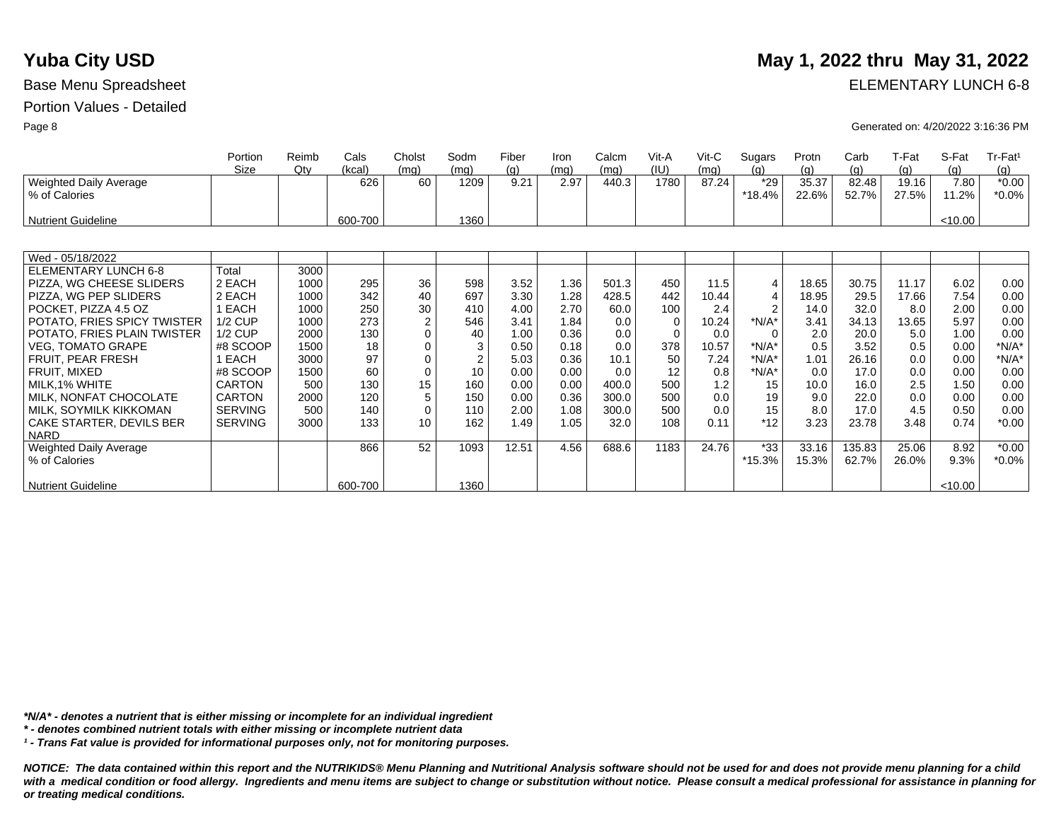# Yuba City USD

## May 1, 2022 thru May 31, 2022

Base Menu Spreadsheet

ELEMENTARY LUNCH 6-8

Portion Values - Detailed

Generated on: 4/20/2022 3:16:36 PM

| | Portion Size | Reimb Qty | Cals (kcal) | Cholst (mg) | Sodm (mg) | Fiber (g) | Iron (mg) | Calcm (mg) | Vit-A (IU) | Vit-C (mg) | Sugars (g) | Protn (g) | Carb (g) | T-Fat (g) | S-Fat (g) | Tr-Fat[1] (g) |
|---|---|---|---|---|---|---|---|---|---|---|---|---|---|---|---|---|
| Weighted Daily Average | | | 626 | 60 | 1209 | 9.21 | 2.97 | 440.3 | 1780 | 87.24 | *29 | 35.37 | 82.48 | 19.16 | 7.80 | *0.00 |
| % of Calories | | | | | | | | | | | *18.4% | 22.6% | 52.7% | 27.5% | 11.2% | *0.0% |
| Nutrient Guideline | | | 600-700 | | 1360 | | | | | | | | | | <10.00 | |

| | Portion Size | Reimb Qty | Cals (kcal) | Cholst (mg) | Sodm (mg) | Fiber (g) | Iron (mg) | Calcm (mg) | Vit-A (IU) | Vit-C (mg) | Sugars (g) | Protn (g) | Carb (g) | T-Fat (g) | S-Fat (g) | Tr-Fat[1] (g) |
|---|---|---|---|---|---|---|---|---|---|---|---|---|---|---|---|---|
| Wed - 05/18/2022 | | | | | | | | | | | | | | | | |
| ELEMENTARY LUNCH 6-8 | Total | 3000 | | | | | | | | | | | | | | |
| PIZZA, WG CHEESE SLIDERS | 2 EACH | 1000 | 295 | 36 | 598 | 3.52 | 1.36 | 501.3 | 450 | 11.5 | 4 | 18.65 | 30.75 | 11.17 | 6.02 | 0.00 |
| PIZZA, WG PEP SLIDERS | 2 EACH | 1000 | 342 | 40 | 697 | 3.30 | 1.28 | 428.5 | 442 | 10.44 | 4 | 18.95 | 29.5 | 17.66 | 7.54 | 0.00 |
| POCKET, PIZZA 4.5 OZ | 1 EACH | 1000 | 250 | 30 | 410 | 4.00 | 2.70 | 60.0 | 100 | 2.4 | 2 | 14.0 | 32.0 | 8.0 | 2.00 | 0.00 |
| POTATO, FRIES SPICY TWISTER | 1/2 CUP | 1000 | 273 | 2 | 546 | 3.41 | 1.84 | 0.0 | 0 | 10.24 | *N/A* | 3.41 | 34.13 | 13.65 | 5.97 | 0.00 |
| POTATO, FRIES PLAIN TWISTER | 1/2 CUP | 2000 | 130 | 0 | 40 | 1.00 | 0.36 | 0.0 | 0 | 0.0 | 0 | 2.0 | 20.0 | 5.0 | 1.00 | 0.00 |
| VEG, TOMATO GRAPE | #8 SCOOP | 1500 | 18 | 0 | 3 | 0.50 | 0.18 | 0.0 | 378 | 10.57 | *N/A* | 0.5 | 3.52 | 0.5 | 0.00 | *N/A* |
| FRUIT, PEAR FRESH | 1 EACH | 3000 | 97 | 0 | 2 | 5.03 | 0.36 | 10.1 | 50 | 7.24 | *N/A* | 1.01 | 26.16 | 0.0 | 0.00 | *N/A* |
| FRUIT, MIXED | #8 SCOOP | 1500 | 60 | 0 | 10 | 0.00 | 0.00 | 0.0 | 12 | 0.8 | *N/A* | 0.0 | 17.0 | 0.0 | 0.00 | 0.00 |
| MILK,1% WHITE | CARTON | 500 | 130 | 15 | 160 | 0.00 | 0.00 | 400.0 | 500 | 1.2 | 15 | 10.0 | 16.0 | 2.5 | 1.50 | 0.00 |
| MILK, NONFAT CHOCOLATE | CARTON | 2000 | 120 | 5 | 150 | 0.00 | 0.36 | 300.0 | 500 | 0.0 | 19 | 9.0 | 22.0 | 0.0 | 0.00 | 0.00 |
| MILK, SOYMILK KIKKOMAN | SERVING | 500 | 140 | 0 | 110 | 2.00 | 1.08 | 300.0 | 500 | 0.0 | 15 | 8.0 | 17.0 | 4.5 | 0.50 | 0.00 |
| CAKE STARTER, DEVILS BER NARD | SERVING | 3000 | 133 | 10 | 162 | 1.49 | 1.05 | 32.0 | 108 | 0.11 | *12 | 3.23 | 23.78 | 3.48 | 0.74 | *0.00 |
| Weighted Daily Average | | | 866 | 52 | 1093 | 12.51 | 4.56 | 688.6 | 1183 | 24.76 | *33 | 33.16 | 135.83 | 25.06 | 8.92 | *0.00 |
| % of Calories | | | | | | | | | | | *15.3% | 15.3% | 62.7% | 26.0% | 9.3% | *0.0% |
| Nutrient Guideline | | | 600-700 | | 1360 | | | | | | | | | | <10.00 | |

***N/A* - denotes a nutrient that is either missing or incomplete for an individual ingredient***

***\* - denotes combined nutrient totals with either missing or incomplete nutrient data***

***[1] - Trans Fat value is provided for informational purposes only, not for monitoring purposes.***

***NOTICE: The data contained within this report and the NUTRIKIDS® Menu Planning and Nutritional Analysis software should not be used for and does not provide menu planning for a child with a medical condition or food allergy. Ingredients and menu items are subject to change or substitution without notice. Please consult a medical professional for assistance in planning for or treating medical conditions.***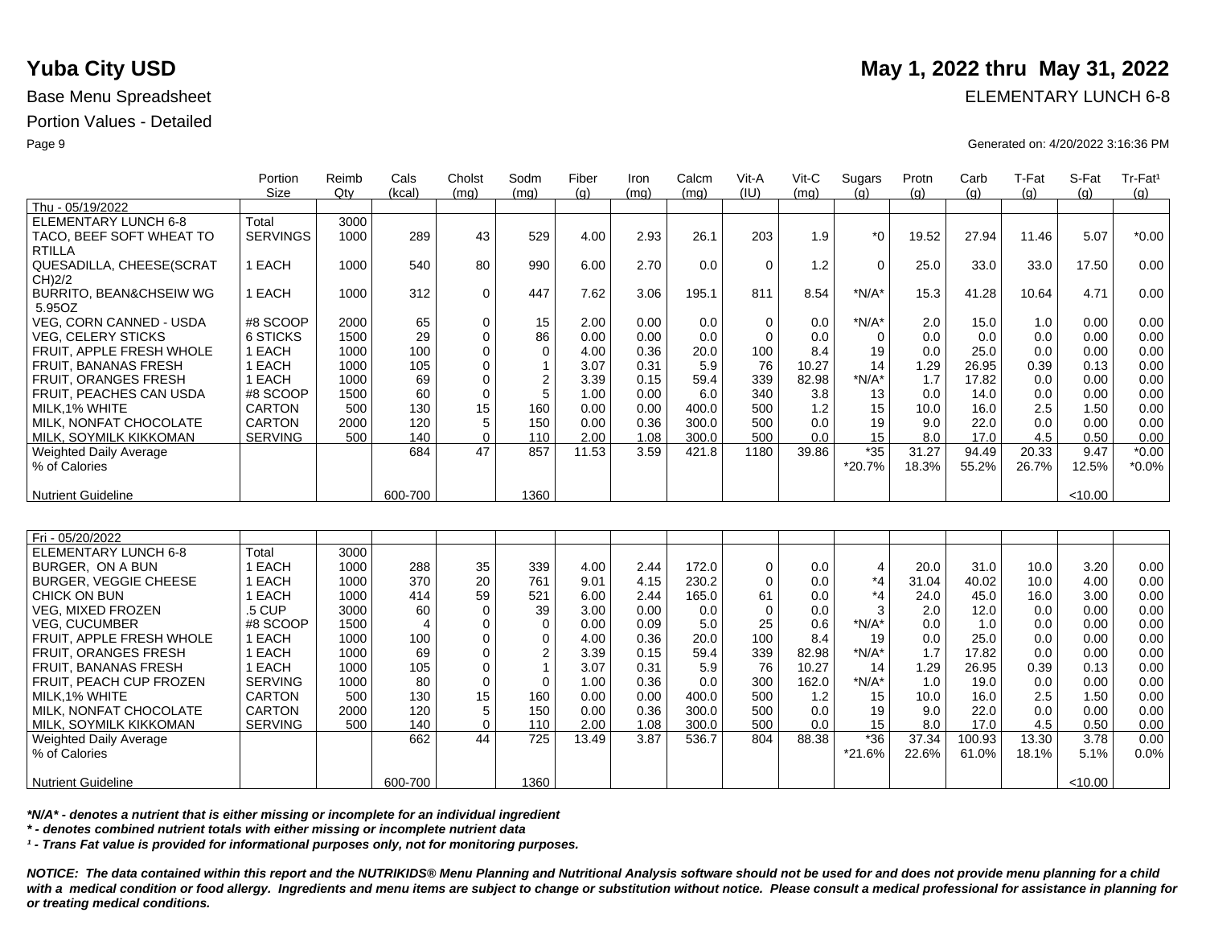# Yuba City USD

**May 1, 2022 thru May 31, 2022**

Base Menu Spreadsheet

ELEMENTARY LUNCH 6-8

Portion Values - Detailed

Generated on: 4/20/2022 3:16:36 PM

| | Portion Size | Reimb Qty | Cals (kcal) | Cholst (mg) | Sodm (mg) | Fiber (g) | Iron (mg) | Calcm (mg) | Vit-A (IU) | Vit-C (mg) | Sugars (g) | Protn (g) | Carb (g) | T-Fat (g) | S-Fat (g) | Tr-Fat¹ (g) |
|---|---|---|---|---|---|---|---|---|---|---|---|---|---|---|---|---|
| Thu - 05/19/2022 | | | | | | | | | | | | | | | | |
| ELEMENTARY LUNCH 6-8 | Total | 3000 | | | | | | | | | | | | | | |
| TACO, BEEF SOFT WHEAT TO RTILLA | SERVINGS | 1000 | 289 | 43 | 529 | 4.00 | 2.93 | 26.1 | 203 | 1.9 | *0 | 19.52 | 27.94 | 11.46 | 5.07 | *0.00 |
| QUESADILLA, CHEESE(SCRAT CH)2/2 | 1 EACH | 1000 | 540 | 80 | 990 | 6.00 | 2.70 | 0.0 | 0 | 1.2 | 0 | 25.0 | 33.0 | 33.0 | 17.50 | 0.00 |
| BURRITO, BEAN&CHSEIW WG 5.95OZ | 1 EACH | 1000 | 312 | 0 | 447 | 7.62 | 3.06 | 195.1 | 811 | 8.54 | *N/A* | 15.3 | 41.28 | 10.64 | 4.71 | 0.00 |
| VEG, CORN CANNED - USDA | #8 SCOOP | 2000 | 65 | 0 | 15 | 2.00 | 0.00 | 0.0 | 0 | 0.0 | *N/A* | 2.0 | 15.0 | 1.0 | 0.00 | 0.00 |
| VEG, CELERY STICKS | 6 STICKS | 1500 | 29 | 0 | 86 | 0.00 | 0.00 | 0.0 | 0 | 0.0 | 0 | 0.0 | 0.0 | 0.0 | 0.00 | 0.00 |
| FRUIT, APPLE FRESH WHOLE | 1 EACH | 1000 | 100 | 0 | 0 | 4.00 | 0.36 | 20.0 | 100 | 8.4 | 19 | 0.0 | 25.0 | 0.0 | 0.00 | 0.00 |
| FRUIT, BANANAS FRESH | 1 EACH | 1000 | 105 | 0 | 1 | 3.07 | 0.31 | 5.9 | 76 | 10.27 | 14 | 1.29 | 26.95 | 0.39 | 0.13 | 0.00 |
| FRUIT, ORANGES FRESH | 1 EACH | 1000 | 69 | 0 | 2 | 3.39 | 0.15 | 59.4 | 339 | 82.98 | *N/A* | 1.7 | 17.82 | 0.0 | 0.00 | 0.00 |
| FRUIT, PEACHES CAN USDA | #8 SCOOP | 1500 | 60 | 0 | 5 | 1.00 | 0.00 | 6.0 | 340 | 3.8 | 13 | 0.0 | 14.0 | 0.0 | 0.00 | 0.00 |
| MILK,1% WHITE | CARTON | 500 | 130 | 15 | 160 | 0.00 | 0.00 | 400.0 | 500 | 1.2 | 15 | 10.0 | 16.0 | 2.5 | 1.50 | 0.00 |
| MILK, NONFAT CHOCOLATE | CARTON | 2000 | 120 | 5 | 150 | 0.00 | 0.36 | 300.0 | 500 | 0.0 | 19 | 9.0 | 22.0 | 0.0 | 0.00 | 0.00 |
| MILK, SOYMILK KIKKOMAN | SERVING | 500 | 140 | 0 | 110 | 2.00 | 1.08 | 300.0 | 500 | 0.0 | 15 | 8.0 | 17.0 | 4.5 | 0.50 | 0.00 |
| Weighted Daily Average | | | 684 | 47 | 857 | 11.53 | 3.59 | 421.8 | 1180 | 39.86 | *35 | 31.27 | 94.49 | 20.33 | 9.47 | *0.00 |
| % of Calories | | | | | | | | | | | *20.7% | 18.3% | 55.2% | 26.7% | 12.5% | *0.0% |
| Nutrient Guideline | | | 600-700 | | 1360 | | | | | | | | | | <10.00 | |

| | Portion Size | Reimb Qty | Cals (kcal) | Cholst (mg) | Sodm (mg) | Fiber (g) | Iron (mg) | Calcm (mg) | Vit-A (IU) | Vit-C (mg) | Sugars (g) | Protn (g) | Carb (g) | T-Fat (g) | S-Fat (g) | Tr-Fat¹ (g) |
|---|---|---|---|---|---|---|---|---|---|---|---|---|---|---|---|---|
| Fri - 05/20/2022 | | | | | | | | | | | | | | | | |
| ELEMENTARY LUNCH 6-8 | Total | 3000 | | | | | | | | | | | | | | |
| BURGER, ON A BUN | 1 EACH | 1000 | 288 | 35 | 339 | 4.00 | 2.44 | 172.0 | 0 | 0.0 | 4 | 20.0 | 31.0 | 10.0 | 3.20 | 0.00 |
| BURGER, VEGGIE CHEESE | 1 EACH | 1000 | 370 | 20 | 761 | 9.01 | 4.15 | 230.2 | 0 | 0.0 | *4 | 31.04 | 40.02 | 10.0 | 4.00 | 0.00 |
| CHICK ON BUN | 1 EACH | 1000 | 414 | 59 | 521 | 6.00 | 2.44 | 165.0 | 61 | 0.0 | *4 | 24.0 | 45.0 | 16.0 | 3.00 | 0.00 |
| VEG, MIXED FROZEN | .5 CUP | 3000 | 60 | 0 | 39 | 3.00 | 0.00 | 0.0 | 0 | 0.0 | 3 | 2.0 | 12.0 | 0.0 | 0.00 | 0.00 |
| VEG, CUCUMBER | #8 SCOOP | 1500 | 4 | 0 | 0 | 0.00 | 0.09 | 5.0 | 25 | 0.6 | *N/A* | 0.0 | 1.0 | 0.0 | 0.00 | 0.00 |
| FRUIT, APPLE FRESH WHOLE | 1 EACH | 1000 | 100 | 0 | 0 | 4.00 | 0.36 | 20.0 | 100 | 8.4 | 19 | 0.0 | 25.0 | 0.0 | 0.00 | 0.00 |
| FRUIT, ORANGES FRESH | 1 EACH | 1000 | 69 | 0 | 2 | 3.39 | 0.15 | 59.4 | 339 | 82.98 | *N/A* | 1.7 | 17.82 | 0.0 | 0.00 | 0.00 |
| FRUIT, BANANAS FRESH | 1 EACH | 1000 | 105 | 0 | 1 | 3.07 | 0.31 | 5.9 | 76 | 10.27 | 14 | 1.29 | 26.95 | 0.39 | 0.13 | 0.00 |
| FRUIT, PEACH CUP FROZEN | SERVING | 1000 | 80 | 0 | 0 | 1.00 | 0.36 | 0.0 | 300 | 162.0 | *N/A* | 1.0 | 19.0 | 0.0 | 0.00 | 0.00 |
| MILK,1% WHITE | CARTON | 500 | 130 | 15 | 160 | 0.00 | 0.00 | 400.0 | 500 | 1.2 | 15 | 10.0 | 16.0 | 2.5 | 1.50 | 0.00 |
| MILK, NONFAT CHOCOLATE | CARTON | 2000 | 120 | 5 | 150 | 0.00 | 0.36 | 300.0 | 500 | 0.0 | 19 | 9.0 | 22.0 | 0.0 | 0.00 | 0.00 |
| MILK, SOYMILK KIKKOMAN | SERVING | 500 | 140 | 0 | 110 | 2.00 | 1.08 | 300.0 | 500 | 0.0 | 15 | 8.0 | 17.0 | 4.5 | 0.50 | 0.00 |
| Weighted Daily Average | | | 662 | 44 | 725 | 13.49 | 3.87 | 536.7 | 804 | 88.38 | *36 | 37.34 | 100.93 | 13.30 | 3.78 | 0.00 |
| % of Calories | | | | | | | | | | | *21.6% | 22.6% | 61.0% | 18.1% | 5.1% | 0.0% |
| Nutrient Guideline | | | 600-700 | | 1360 | | | | | | | | | | <10.00 | |

***N/A* - denotes a nutrient that is either missing or incomplete for an individual ingredient***

**** - denotes combined nutrient totals with either missing or incomplete nutrient data***

***¹ - Trans Fat value is provided for informational purposes only, not for monitoring purposes.***

***NOTICE: The data contained within this report and the NUTRIKIDS® Menu Planning and Nutritional Analysis software should not be used for and does not provide menu planning for a child with a medical condition or food allergy. Ingredients and menu items are subject to change or substitution without notice. Please consult a medical professional for assistance in planning for or treating medical conditions.***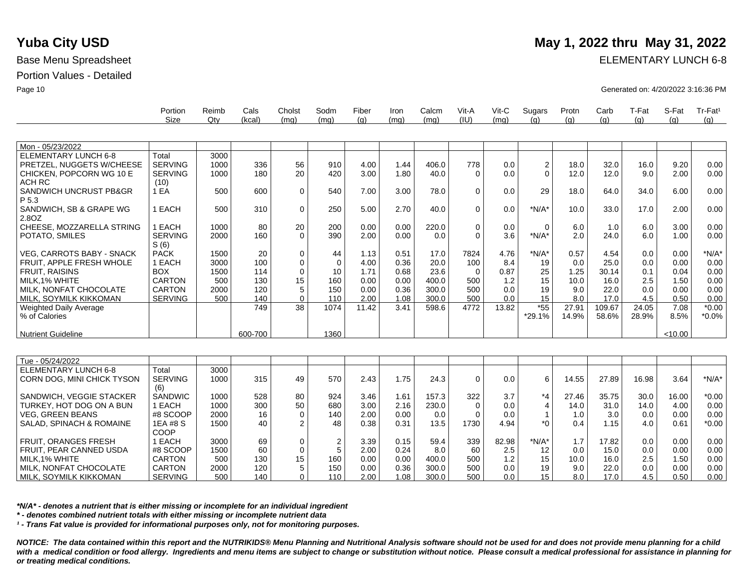# Yuba City USD

**May 1, 2022 thru May 31, 2022**

Base Menu Spreadsheet

ELEMENTARY LUNCH 6-8

Portion Values - Detailed

Generated on: 4/20/2022 3:16:36 PM

| | Portion Size | Reimb Qty | Cals (kcal) | Cholst (mg) | Sodm (mg) | Fiber (g) | Iron (mg) | Calcm (mg) | Vit-A (IU) | Vit-C (mg) | Sugars (g) | Protn (g) | Carb (g) | T-Fat (g) | S-Fat (g) | Tr-Fat[1] (g) |
|---|---|---|---|---|---|---|---|---|---|---|---|---|---|---|---|---|
| Mon - 05/23/2022 | | | | | | | | | | | | | | | | |
| ELEMENTARY LUNCH 6-8 | Total | 3000 | | | | | | | | | | | | | | |
| PRETZEL, NUGGETS W/CHEESE | SERVING | 1000 | 336 | 56 | 910 | 4.00 | 1.44 | 406.0 | 778 | 0.0 | 2 | 18.0 | 32.0 | 16.0 | 9.20 | 0.00 |
| CHICKEN, POPCORN WG 10 E ACH RC | SERVING (10) | 1000 | 180 | 20 | 420 | 3.00 | 1.80 | 40.0 | 0 | 0.0 | 0 | 12.0 | 12.0 | 9.0 | 2.00 | 0.00 |
| SANDWICH UNCRUST PB&GR P 5.3 | 1 EA | 500 | 600 | 0 | 540 | 7.00 | 3.00 | 78.0 | 0 | 0.0 | 29 | 18.0 | 64.0 | 34.0 | 6.00 | 0.00 |
| SANDWICH, SB & GRAPE WG 2.8OZ | 1 EACH | 500 | 310 | 0 | 250 | 5.00 | 2.70 | 40.0 | 0 | 0.0 | *N/A* | 10.0 | 33.0 | 17.0 | 2.00 | 0.00 |
| CHEESE, MOZZARELLA STRING | 1 EACH | 1000 | 80 | 20 | 200 | 0.00 | 0.00 | 220.0 | 0 | 0.0 | 0 | 6.0 | 1.0 | 6.0 | 3.00 | 0.00 |
| POTATO, SMILES | SERVING S (6) | 2000 | 160 | 0 | 390 | 2.00 | 0.00 | 0.0 | 0 | 3.6 | *N/A* | 2.0 | 24.0 | 6.0 | 1.00 | 0.00 |
| VEG, CARROTS BABY - SNACK | PACK | 1500 | 20 | 0 | 44 | 1.13 | 0.51 | 17.0 | 7824 | 4.76 | *N/A* | 0.57 | 4.54 | 0.0 | 0.00 | *N/A* |
| FRUIT, APPLE FRESH WHOLE | 1 EACH | 3000 | 100 | 0 | 0 | 4.00 | 0.36 | 20.0 | 100 | 8.4 | 19 | 0.0 | 25.0 | 0.0 | 0.00 | 0.00 |
| FRUIT, RAISINS | BOX | 1500 | 114 | 0 | 10 | 1.71 | 0.68 | 23.6 | 0 | 0.87 | 25 | 1.25 | 30.14 | 0.1 | 0.04 | 0.00 |
| MILK,1% WHITE | CARTON | 500 | 130 | 15 | 160 | 0.00 | 0.00 | 400.0 | 500 | 1.2 | 15 | 10.0 | 16.0 | 2.5 | 1.50 | 0.00 |
| MILK, NONFAT CHOCOLATE | CARTON | 2000 | 120 | 5 | 150 | 0.00 | 0.36 | 300.0 | 500 | 0.0 | 19 | 9.0 | 22.0 | 0.0 | 0.00 | 0.00 |
| MILK, SOYMILK KIKKOMAN | SERVING | 500 | 140 | 0 | 110 | 2.00 | 1.08 | 300.0 | 500 | 0.0 | 15 | 8.0 | 17.0 | 4.5 | 0.50 | 0.00 |
| Weighted Daily Average | | | 749 | 38 | 1074 | 11.42 | 3.41 | 598.6 | 4772 | 13.82 | *55 | 27.91 | 109.67 | 24.05 | 7.08 | *0.00 |
| % of Calories | | | | | | | | | | | *29.1% | 14.9% | 58.6% | 28.9% | 8.5% | *0.0% |
| Nutrient Guideline | | | 600-700 | | 1360 | | | | | | | | | | <10.00 | |

| | Portion Size | Reimb Qty | Cals (kcal) | Cholst (mg) | Sodm (mg) | Fiber (g) | Iron (mg) | Calcm (mg) | Vit-A (IU) | Vit-C (mg) | Sugars (g) | Protn (g) | Carb (g) | T-Fat (g) | S-Fat (g) | Tr-Fat[1] (g) |
|---|---|---|---|---|---|---|---|---|---|---|---|---|---|---|---|---|
| Tue - 05/24/2022 | | | | | | | | | | | | | | | | |
| ELEMENTARY LUNCH 6-8 | Total | 3000 | | | | | | | | | | | | | | |
| CORN DOG, MINI CHICK TYSON | SERVING (6) | 1000 | 315 | 49 | 570 | 2.43 | 1.75 | 24.3 | 0 | 0.0 | 6 | 14.55 | 27.89 | 16.98 | 3.64 | *N/A* |
| SANDWICH, VEGGIE STACKER | SANDWIC | 1000 | 528 | 80 | 924 | 3.46 | 1.61 | 157.3 | 322 | 3.7 | *4 | 27.46 | 35.75 | 30.0 | 16.00 | *0.00 |
| TURKEY, HOT DOG ON A BUN | 1 EACH | 1000 | 300 | 50 | 680 | 3.00 | 2.16 | 230.0 | 0 | 0.0 | 4 | 14.0 | 31.0 | 14.0 | 4.00 | 0.00 |
| VEG, GREEN BEANS | #8 SCOOP | 2000 | 16 | 0 | 140 | 2.00 | 0.00 | 0.0 | 0 | 0.0 | 1 | 1.0 | 3.0 | 0.0 | 0.00 | 0.00 |
| SALAD, SPINACH & ROMAINE | 1EA #8 S COOP | 1500 | 40 | 2 | 48 | 0.38 | 0.31 | 13.5 | 1730 | 4.94 | *0 | 0.4 | 1.15 | 4.0 | 0.61 | *0.00 |
| FRUIT, ORANGES FRESH | 1 EACH | 3000 | 69 | 0 | 2 | 3.39 | 0.15 | 59.4 | 339 | 82.98 | *N/A* | 1.7 | 17.82 | 0.0 | 0.00 | 0.00 |
| FRUIT, PEAR CANNED USDA | #8 SCOOP | 1500 | 60 | 0 | 5 | 2.00 | 0.24 | 8.0 | 60 | 2.5 | 12 | 0.0 | 15.0 | 0.0 | 0.00 | 0.00 |
| MILK,1% WHITE | CARTON | 500 | 130 | 15 | 160 | 0.00 | 0.00 | 400.0 | 500 | 1.2 | 15 | 10.0 | 16.0 | 2.5 | 1.50 | 0.00 |
| MILK, NONFAT CHOCOLATE | CARTON | 2000 | 120 | 5 | 150 | 0.00 | 0.36 | 300.0 | 500 | 0.0 | 19 | 9.0 | 22.0 | 0.0 | 0.00 | 0.00 |
| MILK, SOYMILK KIKKOMAN | SERVING | 500 | 140 | 0 | 110 | 2.00 | 1.08 | 300.0 | 500 | 0.0 | 15 | 8.0 | 17.0 | 4.5 | 0.50 | 0.00 |

*\*N/A\* - denotes a nutrient that is either missing or incomplete for an individual ingredient*

*\* - denotes combined nutrient totals with either missing or incomplete nutrient data*

*[1] - Trans Fat value is provided for informational purposes only, not for monitoring purposes.*

***NOTICE: The data contained within this report and the NUTRIKIDS® Menu Planning and Nutritional Analysis software should not be used for and does not provide menu planning for a child with a medical condition or food allergy. Ingredients and menu items are subject to change or substitution without notice. Please consult a medical professional for assistance in planning for or treating medical conditions.***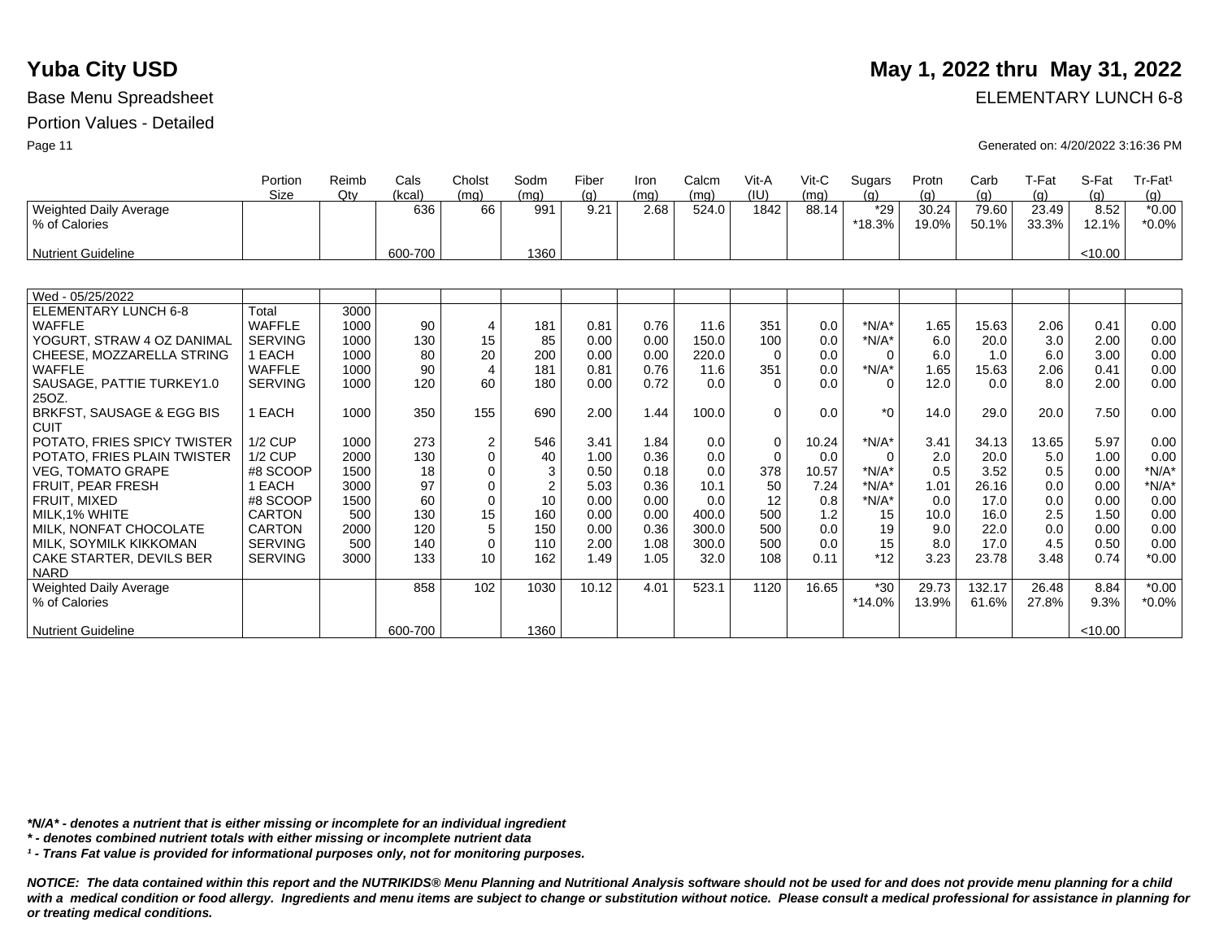# Yuba City USD

**May 1, 2022 thru May 31, 2022**

Base Menu Spreadsheet

ELEMENTARY LUNCH 6-8

Portion Values - Detailed

Generated on: 4/20/2022 3:16:36 PM

| | Portion Size | Reimb Qty | Cals (kcal) | Cholst (mg) | Sodm (mg) | Fiber (g) | Iron (mg) | Calcm (mg) | Vit-A (IU) | Vit-C (mg) | Sugars (g) | Protn (g) | Carb (g) | T-Fat (g) | S-Fat (g) | Tr-Fat[1] (g) |
|---|---|---|---|---|---|---|---|---|---|---|---|---|---|---|---|---|
| Weighted Daily Average | | | 636 | 66 | 991 | 9.21 | 2.68 | 524.0 | 1842 | 88.14 | *29 | 30.24 | 79.60 | 23.49 | 8.52 | *0.00 |
| % of Calories | | | | | | | | | | | *18.3% | 19.0% | 50.1% | 33.3% | 12.1% | *0.0% |
| Nutrient Guideline | | | 600-700 | | 1360 | | | | | | | | | | <10.00 | |

| | Portion Size | Reimb Qty | Cals (kcal) | Cholst (mg) | Sodm (mg) | Fiber (g) | Iron (mg) | Calcm (mg) | Vit-A (IU) | Vit-C (mg) | Sugars (g) | Protn (g) | Carb (g) | T-Fat (g) | S-Fat (g) | Tr-Fat[1] (g) |
|---|---|---|---|---|---|---|---|---|---|---|---|---|---|---|---|---|
| Wed - 05/25/2022 | | | | | | | | | | | | | | | | |
| ELEMENTARY LUNCH 6-8 | Total | 3000 | | | | | | | | | | | | | | |
| WAFFLE | WAFFLE | 1000 | 90 | 4 | 181 | 0.81 | 0.76 | 11.6 | 351 | 0.0 | *N/A* | 1.65 | 15.63 | 2.06 | 0.41 | 0.00 |
| YOGURT, STRAW 4 OZ DANIMAL | SERVING | 1000 | 130 | 15 | 85 | 0.00 | 0.00 | 150.0 | 100 | 0.0 | *N/A* | 6.0 | 20.0 | 3.0 | 2.00 | 0.00 |
| CHEESE, MOZZARELLA STRING | 1 EACH | 1000 | 80 | 20 | 200 | 0.00 | 0.00 | 220.0 | 0 | 0.0 | 0 | 6.0 | 1.0 | 6.0 | 3.00 | 0.00 |
| WAFFLE | WAFFLE | 1000 | 90 | 4 | 181 | 0.81 | 0.76 | 11.6 | 351 | 0.0 | *N/A* | 1.65 | 15.63 | 2.06 | 0.41 | 0.00 |
| SAUSAGE, PATTIE TURKEY1.0 25OZ. | SERVING | 1000 | 120 | 60 | 180 | 0.00 | 0.72 | 0.0 | 0 | 0.0 | 0 | 12.0 | 0.0 | 8.0 | 2.00 | 0.00 |
| BRKFST, SAUSAGE & EGG BIS CUIT | 1 EACH | 1000 | 350 | 155 | 690 | 2.00 | 1.44 | 100.0 | 0 | 0.0 | *0 | 14.0 | 29.0 | 20.0 | 7.50 | 0.00 |
| POTATO, FRIES SPICY TWISTER | 1/2 CUP | 1000 | 273 | 2 | 546 | 3.41 | 1.84 | 0.0 | 0 | 10.24 | *N/A* | 3.41 | 34.13 | 13.65 | 5.97 | 0.00 |
| POTATO, FRIES PLAIN TWISTER | 1/2 CUP | 2000 | 130 | 0 | 40 | 1.00 | 0.36 | 0.0 | 0 | 0.0 | 0 | 2.0 | 20.0 | 5.0 | 1.00 | 0.00 |
| VEG, TOMATO GRAPE | #8 SCOOP | 1500 | 18 | 0 | 3 | 0.50 | 0.18 | 0.0 | 378 | 10.57 | *N/A* | 0.5 | 3.52 | 0.5 | 0.00 | *N/A* |
| FRUIT, PEAR FRESH | 1 EACH | 3000 | 97 | 0 | 2 | 5.03 | 0.36 | 10.1 | 50 | 7.24 | *N/A* | 1.01 | 26.16 | 0.0 | 0.00 | *N/A* |
| FRUIT, MIXED | #8 SCOOP | 1500 | 60 | 0 | 10 | 0.00 | 0.00 | 0.0 | 12 | 0.8 | *N/A* | 0.0 | 17.0 | 0.0 | 0.00 | 0.00 |
| MILK,1% WHITE | CARTON | 500 | 130 | 15 | 160 | 0.00 | 0.00 | 400.0 | 500 | 1.2 | 15 | 10.0 | 16.0 | 2.5 | 1.50 | 0.00 |
| MILK, NONFAT CHOCOLATE | CARTON | 2000 | 120 | 5 | 150 | 0.00 | 0.36 | 300.0 | 500 | 0.0 | 19 | 9.0 | 22.0 | 0.0 | 0.00 | 0.00 |
| MILK, SOYMILK KIKKOMAN | SERVING | 500 | 140 | 0 | 110 | 2.00 | 1.08 | 300.0 | 500 | 0.0 | 15 | 8.0 | 17.0 | 4.5 | 0.50 | 0.00 |
| CAKE STARTER, DEVILS BER NARD | SERVING | 3000 | 133 | 10 | 162 | 1.49 | 1.05 | 32.0 | 108 | 0.11 | *12 | 3.23 | 23.78 | 3.48 | 0.74 | *0.00 |
| Weighted Daily Average | | | 858 | 102 | 1030 | 10.12 | 4.01 | 523.1 | 1120 | 16.65 | *30 | 29.73 | 132.17 | 26.48 | 8.84 | *0.00 |
| % of Calories | | | | | | | | | | | *14.0% | 13.9% | 61.6% | 27.8% | 9.3% | *0.0% |
| Nutrient Guideline | | | 600-700 | | 1360 | | | | | | | | | | <10.00 | |

***N/A* - denotes a nutrient that is either missing or incomplete for an individual ingredient**

***\* - denotes combined nutrient totals with either missing or incomplete nutrient data***

***[1] - Trans Fat value is provided for informational purposes only, not for monitoring purposes.***

***NOTICE: The data contained within this report and the NUTRIKIDS® Menu Planning and Nutritional Analysis software should not be used for and does not provide menu planning for a child with a medical condition or food allergy. Ingredients and menu items are subject to change or substitution without notice. Please consult a medical professional for assistance in planning for or treating medical conditions.***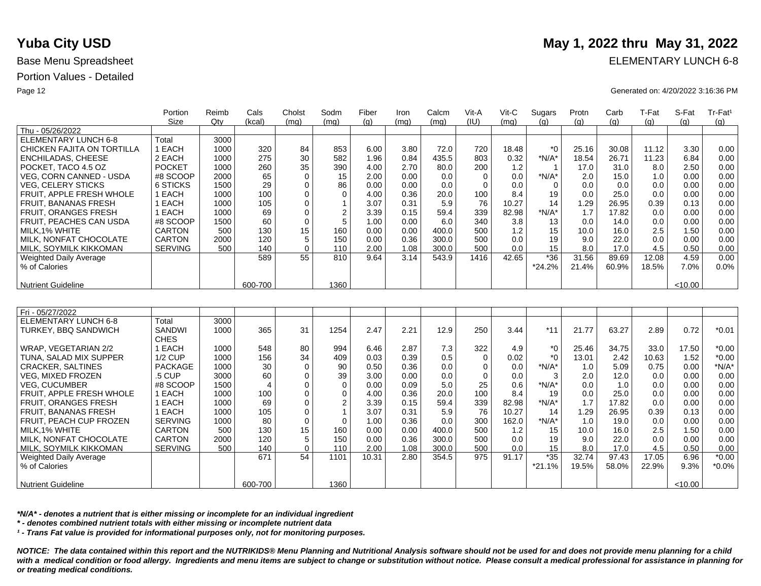# Yuba City USD

**May 1, 2022 thru May 31, 2022**

Base Menu Spreadsheet

ELEMENTARY LUNCH 6-8

Portion Values - Detailed

Generated on: 4/20/2022 3:16:36 PM

| | Portion Size | Reimb Qty | Cals (kcal) | Cholst (mg) | Sodm (mg) | Fiber (g) | Iron (mg) | Calcm (mg) | Vit-A (IU) | Vit-C (mg) | Sugars (g) | Protn (g) | Carb (g) | T-Fat (g) | S-Fat (g) | Tr-Fat[1] (g) |
|---|---|---|---|---|---|---|---|---|---|---|---|---|---|---|---|---|
| Thu - 05/26/2022 | | | | | | | | | | | | | | | | |
| ELEMENTARY LUNCH 6-8 | Total | 3000 | | | | | | | | | | | | | | |
| CHICKEN FAJITA ON TORTILLA | 1 EACH | 1000 | 320 | 84 | 853 | 6.00 | 3.80 | 72.0 | 720 | 18.48 | *0 | 25.16 | 30.08 | 11.12 | 3.30 | 0.00 |
| ENCHILADAS, CHEESE | 2 EACH | 1000 | 275 | 30 | 582 | 1.96 | 0.84 | 435.5 | 803 | 0.32 | *N/A* | 18.54 | 26.71 | 11.23 | 6.84 | 0.00 |
| POCKET, TACO 4.5 OZ | POCKET | 1000 | 260 | 35 | 390 | 4.00 | 2.70 | 80.0 | 200 | 1.2 | 1 | 17.0 | 31.0 | 8.0 | 2.50 | 0.00 |
| VEG, CORN CANNED - USDA | #8 SCOOP | 2000 | 65 | 0 | 15 | 2.00 | 0.00 | 0.0 | 0 | 0.0 | *N/A* | 2.0 | 15.0 | 1.0 | 0.00 | 0.00 |
| VEG, CELERY STICKS | 6 STICKS | 1500 | 29 | 0 | 86 | 0.00 | 0.00 | 0.0 | 0 | 0.0 | 0 | 0.0 | 0.0 | 0.0 | 0.00 | 0.00 |
| FRUIT, APPLE FRESH WHOLE | 1 EACH | 1000 | 100 | 0 | 0 | 4.00 | 0.36 | 20.0 | 100 | 8.4 | 19 | 0.0 | 25.0 | 0.0 | 0.00 | 0.00 |
| FRUIT, BANANAS FRESH | 1 EACH | 1000 | 105 | 0 | 1 | 3.07 | 0.31 | 5.9 | 76 | 10.27 | 14 | 1.29 | 26.95 | 0.39 | 0.13 | 0.00 |
| FRUIT, ORANGES FRESH | 1 EACH | 1000 | 69 | 0 | 2 | 3.39 | 0.15 | 59.4 | 339 | 82.98 | *N/A* | 1.7 | 17.82 | 0.0 | 0.00 | 0.00 |
| FRUIT, PEACHES CAN USDA | #8 SCOOP | 1500 | 60 | 0 | 5 | 1.00 | 0.00 | 6.0 | 340 | 3.8 | 13 | 0.0 | 14.0 | 0.0 | 0.00 | 0.00 |
| MILK,1% WHITE | CARTON | 500 | 130 | 15 | 160 | 0.00 | 0.00 | 400.0 | 500 | 1.2 | 15 | 10.0 | 16.0 | 2.5 | 1.50 | 0.00 |
| MILK, NONFAT CHOCOLATE | CARTON | 2000 | 120 | 5 | 150 | 0.00 | 0.36 | 300.0 | 500 | 0.0 | 19 | 9.0 | 22.0 | 0.0 | 0.00 | 0.00 |
| MILK, SOYMILK KIKKOMAN | SERVING | 500 | 140 | 0 | 110 | 2.00 | 1.08 | 300.0 | 500 | 0.0 | 15 | 8.0 | 17.0 | 4.5 | 0.50 | 0.00 |
| Weighted Daily Average | | | 589 | 55 | 810 | 9.64 | 3.14 | 543.9 | 1416 | 42.65 | *36 | 31.56 | 89.69 | 12.08 | 4.59 | 0.00 |
| % of Calories | | | | | | | | | | | *24.2% | 21.4% | 60.9% | 18.5% | 7.0% | 0.0% |
| Nutrient Guideline | | | 600-700 | | 1360 | | | | | | | | | | <10.00 | |

| | Portion Size | Reimb Qty | Cals (kcal) | Cholst (mg) | Sodm (mg) | Fiber (g) | Iron (mg) | Calcm (mg) | Vit-A (IU) | Vit-C (mg) | Sugars (g) | Protn (g) | Carb (g) | T-Fat (g) | S-Fat (g) | Tr-Fat[1] (g) |
|---|---|---|---|---|---|---|---|---|---|---|---|---|---|---|---|---|
| Fri - 05/27/2022 | | | | | | | | | | | | | | | | |
| ELEMENTARY LUNCH 6-8 | Total | 3000 | | | | | | | | | | | | | | |
| TURKEY, BBQ SANDWICH | SANDWICHES | 1000 | 365 | 31 | 1254 | 2.47 | 2.21 | 12.9 | 250 | 3.44 | *11 | 21.77 | 63.27 | 2.89 | 0.72 | *0.01 |
| WRAP, VEGETARIAN 2/2 | 1 EACH | 1000 | 548 | 80 | 994 | 6.46 | 2.87 | 7.3 | 322 | 4.9 | *0 | 25.46 | 34.75 | 33.0 | 17.50 | *0.00 |
| TUNA, SALAD MIX SUPPER | 1/2 CUP | 1000 | 156 | 34 | 409 | 0.03 | 0.39 | 0.5 | 0 | 0.02 | *0 | 13.01 | 2.42 | 10.63 | 1.52 | *0.00 |
| CRACKER, SALTINES | PACKAGE | 1000 | 30 | 0 | 90 | 0.50 | 0.36 | 0.0 | 0 | 0.0 | *N/A* | 1.0 | 5.09 | 0.75 | 0.00 | *N/A* |
| VEG, MIXED FROZEN | .5 CUP | 3000 | 60 | 0 | 39 | 3.00 | 0.00 | 0.0 | 0 | 0.0 | 3 | 2.0 | 12.0 | 0.0 | 0.00 | 0.00 |
| VEG, CUCUMBER | #8 SCOOP | 1500 | 4 | 0 | 0 | 0.00 | 0.09 | 5.0 | 25 | 0.6 | *N/A* | 0.0 | 1.0 | 0.0 | 0.00 | 0.00 |
| FRUIT, APPLE FRESH WHOLE | 1 EACH | 1000 | 100 | 0 | 0 | 4.00 | 0.36 | 20.0 | 100 | 8.4 | 19 | 0.0 | 25.0 | 0.0 | 0.00 | 0.00 |
| FRUIT, ORANGES FRESH | 1 EACH | 1000 | 69 | 0 | 2 | 3.39 | 0.15 | 59.4 | 339 | 82.98 | *N/A* | 1.7 | 17.82 | 0.0 | 0.00 | 0.00 |
| FRUIT, BANANAS FRESH | 1 EACH | 1000 | 105 | 0 | 1 | 3.07 | 0.31 | 5.9 | 76 | 10.27 | 14 | 1.29 | 26.95 | 0.39 | 0.13 | 0.00 |
| FRUIT, PEACH CUP FROZEN | SERVING | 1000 | 80 | 0 | 0 | 1.00 | 0.36 | 0.0 | 300 | 162.0 | *N/A* | 1.0 | 19.0 | 0.0 | 0.00 | 0.00 |
| MILK,1% WHITE | CARTON | 500 | 130 | 15 | 160 | 0.00 | 0.00 | 400.0 | 500 | 1.2 | 15 | 10.0 | 16.0 | 2.5 | 1.50 | 0.00 |
| MILK, NONFAT CHOCOLATE | CARTON | 2000 | 120 | 5 | 150 | 0.00 | 0.36 | 300.0 | 500 | 0.0 | 19 | 9.0 | 22.0 | 0.0 | 0.00 | 0.00 |
| MILK, SOYMILK KIKKOMAN | SERVING | 500 | 140 | 0 | 110 | 2.00 | 1.08 | 300.0 | 500 | 0.0 | 15 | 8.0 | 17.0 | 4.5 | 0.50 | 0.00 |
| Weighted Daily Average | | | 671 | 54 | 1101 | 10.31 | 2.80 | 354.5 | 975 | 91.17 | *35 | 32.74 | 97.43 | 17.05 | 6.96 | *0.00 |
| % of Calories | | | | | | | | | | | *21.1% | 19.5% | 58.0% | 22.9% | 9.3% | *0.0% |
| Nutrient Guideline | | | 600-700 | | 1360 | | | | | | | | | | <10.00 | |

***N/A* - denotes a nutrient that is either missing or incomplete for an individual ingredient***

*** - denotes combined nutrient totals with either missing or incomplete nutrient data***

***[1] - Trans Fat value is provided for informational purposes only, not for monitoring purposes.***

***NOTICE: The data contained within this report and the NUTRIKIDS® Menu Planning and Nutritional Analysis software should not be used for and does not provide menu planning for a child with a medical condition or food allergy. Ingredients and menu items are subject to change or substitution without notice. Please consult a medical professional for assistance in planning for or treating medical conditions.***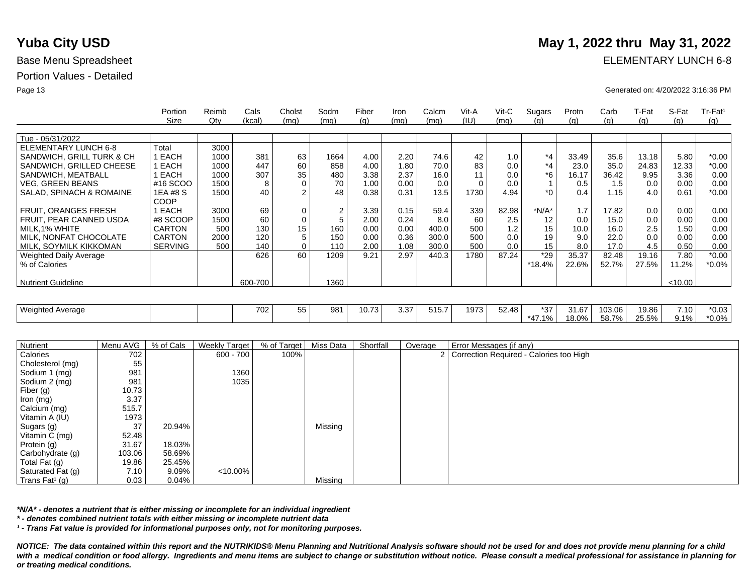# Yuba City USD

**May 1, 2022 thru May 31, 2022**

Base Menu Spreadsheet

ELEMENTARY LUNCH 6-8

Portion Values - Detailed

Generated on: 4/20/2022 3:16:36 PM

| | Portion Size | Reimb Qty | Cals (kcal) | Cholst (mg) | Sodm (mg) | Fiber (g) | Iron (mg) | Calcm (mg) | Vit-A (IU) | Vit-C (mg) | Sugars (g) | Protn (g) | Carb (g) | T-Fat (g) | S-Fat (g) | Tr-Fat¹ (g) |
|---|---|---|---|---|---|---|---|---|---|---|---|---|---|---|---|---|
| Tue - 05/31/2022 | | | | | | | | | | | | | | | | |
| ELEMENTARY LUNCH 6-8 | Total | 3000 | | | | | | | | | | | | | | |
| SANDWICH, GRILL TURK & CH | 1 EACH | 1000 | 381 | 63 | 1664 | 4.00 | 2.20 | 74.6 | 42 | 1.0 | *4 | 33.49 | 35.6 | 13.18 | 5.80 | *0.00 |
| SANDWICH, GRILLED CHEESE | 1 EACH | 1000 | 447 | 60 | 858 | 4.00 | 1.80 | 70.0 | 83 | 0.0 | *4 | 23.0 | 35.0 | 24.83 | 12.33 | *0.00 |
| SANDWICH, MEATBALL | 1 EACH | 1000 | 307 | 35 | 480 | 3.38 | 2.37 | 16.0 | 11 | 0.0 | *6 | 16.17 | 36.42 | 9.95 | 3.36 | 0.00 |
| VEG, GREEN BEANS | #16 SCOO | 1500 | 8 | 0 | 70 | 1.00 | 0.00 | 0.0 | 0 | 0.0 | 1 | 0.5 | 1.5 | 0.0 | 0.00 | 0.00 |
| SALAD, SPINACH & ROMAINE | 1EA #8 S COOP | 1500 | 40 | 2 | 48 | 0.38 | 0.31 | 13.5 | 1730 | 4.94 | *0 | 0.4 | 1.15 | 4.0 | 0.61 | *0.00 |
| FRUIT, ORANGES FRESH | 1 EACH | 3000 | 69 | 0 | 2 | 3.39 | 0.15 | 59.4 | 339 | 82.98 | *N/A* | 1.7 | 17.82 | 0.0 | 0.00 | 0.00 |
| FRUIT, PEAR CANNED USDA | #8 SCOOP | 1500 | 60 | 0 | 5 | 2.00 | 0.24 | 8.0 | 60 | 2.5 | 12 | 0.0 | 15.0 | 0.0 | 0.00 | 0.00 |
| MILK,1% WHITE | CARTON | 500 | 130 | 15 | 160 | 0.00 | 0.00 | 400.0 | 500 | 1.2 | 15 | 10.0 | 16.0 | 2.5 | 1.50 | 0.00 |
| MILK, NONFAT CHOCOLATE | CARTON | 2000 | 120 | 5 | 150 | 0.00 | 0.36 | 300.0 | 500 | 0.0 | 19 | 9.0 | 22.0 | 0.0 | 0.00 | 0.00 |
| MILK, SOYMILK KIKKOMAN | SERVING | 500 | 140 | 0 | 110 | 2.00 | 1.08 | 300.0 | 500 | 0.0 | 15 | 8.0 | 17.0 | 4.5 | 0.50 | 0.00 |
| Weighted Daily Average | | | 626 | 60 | 1209 | 9.21 | 2.97 | 440.3 | 1780 | 87.24 | *29 | 35.37 | 82.48 | 19.16 | 7.80 | *0.00 |
| % of Calories | | | | | | | | | | | *18.4% | 22.6% | 52.7% | 27.5% | 11.2% | *0.0% |
| Nutrient Guideline | | | 600-700 | | 1360 | | | | | | | | | | <10.00 | |

| | | | | | | | | | | | | | | | | |
|---|---|---|---|---|---|---|---|---|---|---|---|---|---|---|---|---|
| Weighted Average | | | 702 | 55 | 981 | 10.73 | 3.37 | 515.7 | 1973 | 52.48 | *37 | 31.67 | 103.06 | 19.86 | 7.10 | *0.03 |
| | | | | | | | | | | | *47.1% | 18.0% | 58.7% | 25.5% | 9.1% | *0.0% |

| Nutrient | Menu AVG | % of Cals | Weekly Target | % of Target | Miss Data | Shortfall | Overage | Error Messages (if any) |
|---|---|---|---|---|---|---|---|---|
| Calories | 702 | | 600 - 700 | 100% | | | 2 | Correction Required - Calories too High |
| Cholesterol (mg) | 55 | | | | | | | |
| Sodium 1 (mg) | 981 | | 1360 | | | | | |
| Sodium 2 (mg) | 981 | | 1035 | | | | | |
| Fiber (g) | 10.73 | | | | | | | |
| Iron (mg) | 3.37 | | | | | | | |
| Calcium (mg) | 515.7 | | | | | | | |
| Vitamin A (IU) | 1973 | | | | | | | |
| Sugars (g) | 37 | 20.94% | | | Missing | | | |
| Vitamin C (mg) | 52.48 | | | | | | | |
| Protein (g) | 31.67 | 18.03% | | | | | | |
| Carbohydrate (g) | 103.06 | 58.69% | | | | | | |
| Total Fat (g) | 19.86 | 25.45% | | | | | | |
| Saturated Fat (g) | 7.10 | 9.09% | <10.00% | | | | | |
| Trans Fat¹ (g) | 0.03 | 0.04% | | | Missing | | | |

***N/A* - denotes a nutrient that is either missing or incomplete for an individual ingredient**

***** - denotes combined nutrient totals with either missing or incomplete nutrient data**

***¹ - Trans Fat value is provided for informational purposes only, not for monitoring purposes.***

***NOTICE: The data contained within this report and the NUTRIKIDS® Menu Planning and Nutritional Analysis software should not be used for and does not provide menu planning for a child with a medical condition or food allergy. Ingredients and menu items are subject to change or substitution without notice. Please consult a medical professional for assistance in planning for or treating medical conditions.***